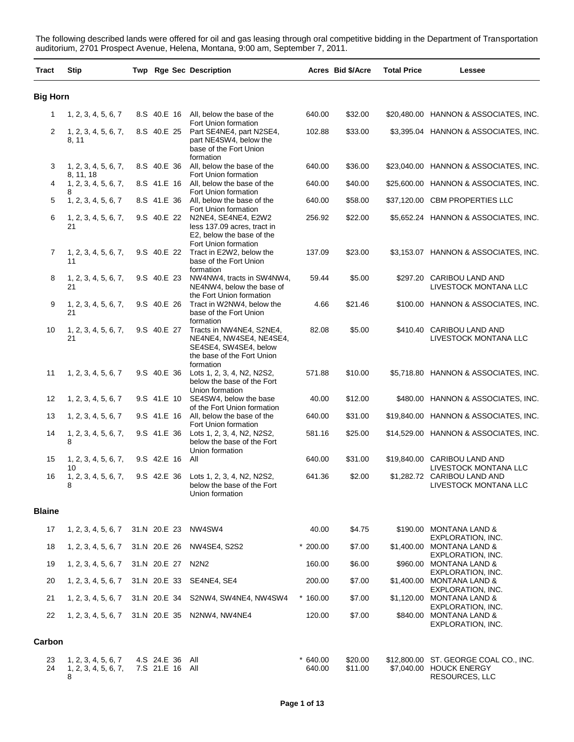The following described lands were offered for oil and gas leasing through oral competitive bidding in the Department of Transportation auditorium, 2701 Prospect Avenue, Helena, Montana, 9:00 am, September 7, 2011.

| Tract | Stip | Twp | Rge | Sec | Description | Acres | Bid $/Acre | Total Price | Lessee |
|---|---|---|---|---|---|---|---|---|---|
| **Big Horn** | | | | | | | | | |
| 1 | 1, 2, 3, 4, 5, 6, 7 | 8.S | 40.E | 16 | All, below the base of the Fort Union formation | 640.00 | $32.00 | $20,480.00 | HANNON & ASSOCIATES, INC. |
| 2 | 1, 2, 3, 4, 5, 6, 7, 8, 11 | 8.S | 40.E | 25 | Part SE4NE4, part N2SE4, part NE4SW4, below the base of the Fort Union formation | 102.88 | $33.00 | $3,395.04 | HANNON & ASSOCIATES, INC. |
| 3 | 1, 2, 3, 4, 5, 6, 7, 8, 11, 18 | 8.S | 40.E | 36 | All, below the base of the Fort Union formation | 640.00 | $36.00 | $23,040.00 | HANNON & ASSOCIATES, INC. |
| 4 | 1, 2, 3, 4, 5, 6, 7, 8 | 8.S | 41.E | 16 | All, below the base of the Fort Union formation | 640.00 | $40.00 | $25,600.00 | HANNON & ASSOCIATES, INC. |
| 5 | 1, 2, 3, 4, 5, 6, 7 | 8.S | 41.E | 36 | All, below the base of the Fort Union formation | 640.00 | $58.00 | $37,120.00 | CBM PROPERTIES LLC |
| 6 | 1, 2, 3, 4, 5, 6, 7, 21 | 9.S | 40.E | 22 | N2NE4, SE4NE4, E2W2 less 137.09 acres, tract in E2, below the base of the Fort Union formation | 256.92 | $22.00 | $5,652.24 | HANNON & ASSOCIATES, INC. |
| 7 | 1, 2, 3, 4, 5, 6, 7, 11 | 9.S | 40.E | 22 | Tract in E2W2, below the base of the Fort Union formation | 137.09 | $23.00 | $3,153.07 | HANNON & ASSOCIATES, INC. |
| 8 | 1, 2, 3, 4, 5, 6, 7, 21 | 9.S | 40.E | 23 | NW4NW4, tracts in SW4NW4, NE4NW4, below the base of the Fort Union formation | 59.44 | $5.00 | $297.20 | CARIBOU LAND AND LIVESTOCK MONTANA LLC |
| 9 | 1, 2, 3, 4, 5, 6, 7, 21 | 9.S | 40.E | 26 | Tract in W2NW4, below the base of the Fort Union formation | 4.66 | $21.46 | $100.00 | HANNON & ASSOCIATES, INC. |
| 10 | 1, 2, 3, 4, 5, 6, 7, 21 | 9.S | 40.E | 27 | Tracts in NW4NE4, S2NE4, NE4NE4, NW4SE4, NE4SE4, SE4SE4, SW4SE4, below the base of the Fort Union formation | 82.08 | $5.00 | $410.40 | CARIBOU LAND AND LIVESTOCK MONTANA LLC |
| 11 | 1, 2, 3, 4, 5, 6, 7 | 9.S | 40.E | 36 | Lots 1, 2, 3, 4, N2, N2S2, below the base of the Fort Union formation | 571.88 | $10.00 | $5,718.80 | HANNON & ASSOCIATES, INC. |
| 12 | 1, 2, 3, 4, 5, 6, 7 | 9.S | 41.E | 10 | SE4SW4, below the base of the Fort Union formation | 40.00 | $12.00 | $480.00 | HANNON & ASSOCIATES, INC. |
| 13 | 1, 2, 3, 4, 5, 6, 7 | 9.S | 41.E | 16 | All, below the base of the Fort Union formation | 640.00 | $31.00 | $19,840.00 | HANNON & ASSOCIATES, INC. |
| 14 | 1, 2, 3, 4, 5, 6, 7, 8 | 9.S | 41.E | 36 | Lots 1, 2, 3, 4, N2, N2S2, below the base of the Fort Union formation | 581.16 | $25.00 | $14,529.00 | HANNON & ASSOCIATES, INC. |
| 15 | 1, 2, 3, 4, 5, 6, 7, 10 | 9.S | 42.E | 16 | All | 640.00 | $31.00 | $19,840.00 | CARIBOU LAND AND LIVESTOCK MONTANA LLC |
| 16 | 1, 2, 3, 4, 5, 6, 7, 8 | 9.S | 42.E | 36 | Lots 1, 2, 3, 4, N2, N2S2, below the base of the Fort Union formation | 641.36 | $2.00 | $1,282.72 | CARIBOU LAND AND LIVESTOCK MONTANA LLC |
| **Blaine** | | | | | | | | | |
| 17 | 1, 2, 3, 4, 5, 6, 7 | 31.N | 20.E | 23 | NW4SW4 | 40.00 | $4.75 | $190.00 | MONTANA LAND & EXPLORATION, INC. |
| 18 | 1, 2, 3, 4, 5, 6, 7 | 31.N | 20.E | 26 | NW4SE4, S2S2 | * 200.00 | $7.00 | $1,400.00 | MONTANA LAND & EXPLORATION, INC. |
| 19 | 1, 2, 3, 4, 5, 6, 7 | 31.N | 20.E | 27 | N2N2 | 160.00 | $6.00 | $960.00 | MONTANA LAND & EXPLORATION, INC. |
| 20 | 1, 2, 3, 4, 5, 6, 7 | 31.N | 20.E | 33 | SE4NE4, SE4 | 200.00 | $7.00 | $1,400.00 | MONTANA LAND & EXPLORATION, INC. |
| 21 | 1, 2, 3, 4, 5, 6, 7 | 31.N | 20.E | 34 | S2NW4, SW4NE4, NW4SW4 | * 160.00 | $7.00 | $1,120.00 | MONTANA LAND & EXPLORATION, INC. |
| 22 | 1, 2, 3, 4, 5, 6, 7 | 31.N | 20.E | 35 | N2NW4, NW4NE4 | 120.00 | $7.00 | $840.00 | MONTANA LAND & EXPLORATION, INC. |
| **Carbon** | | | | | | | | | |
| 23 | 1, 2, 3, 4, 5, 6, 7 | 4.S | 24.E | 36 | All | * 640.00 | $20.00 | $12,800.00 | ST. GEORGE COAL CO., INC. |
| 24 | 1, 2, 3, 4, 5, 6, 7, 8 | 7.S | 21.E | 16 | All | 640.00 | $11.00 | $7,040.00 | HOUCK ENERGY RESOURCES, LLC |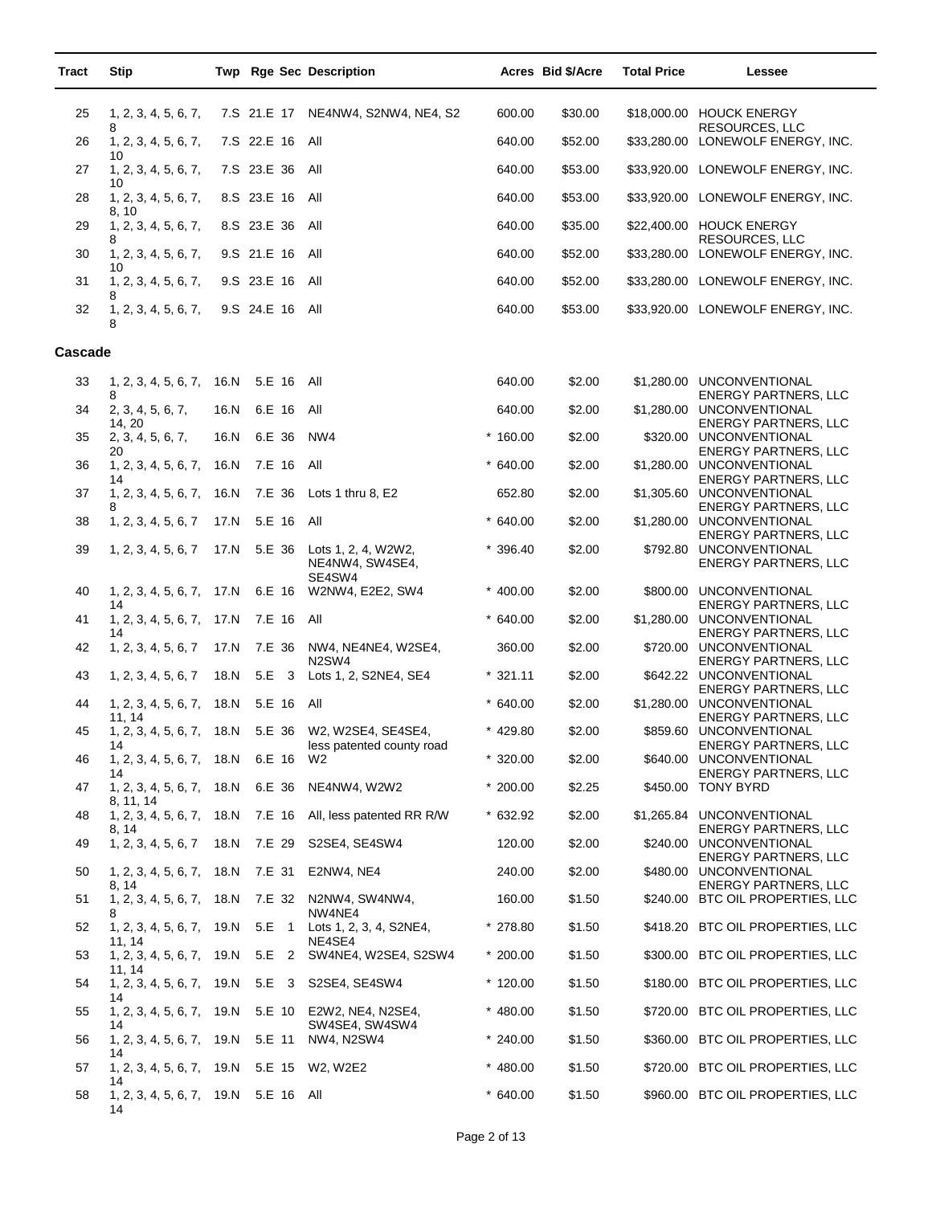| Tract | Stip | Twp | Rge | Sec | Description | Acres | Bid $/Acre | Total Price | Lessee |
|---|---|---|---|---|---|---|---|---|---|
| 25 | 1, 2, 3, 4, 5, 6, 7, 8 | 7.S | 21.E | 17 | NE4NW4, S2NW4, NE4, S2 | 600.00 | $30.00 | $18,000.00 | HOUCK ENERGY RESOURCES, LLC |
| 26 | 1, 2, 3, 4, 5, 6, 7, 10 | 7.S | 22.E | 16 | All | 640.00 | $52.00 | $33,280.00 | LONEWOLF ENERGY, INC. |
| 27 | 1, 2, 3, 4, 5, 6, 7, 10 | 7.S | 23.E | 36 | All | 640.00 | $53.00 | $33,920.00 | LONEWOLF ENERGY, INC. |
| 28 | 1, 2, 3, 4, 5, 6, 7, 8, 10 | 8.S | 23.E | 16 | All | 640.00 | $53.00 | $33,920.00 | LONEWOLF ENERGY, INC. |
| 29 | 1, 2, 3, 4, 5, 6, 7, 8 | 8.S | 23.E | 36 | All | 640.00 | $35.00 | $22,400.00 | HOUCK ENERGY RESOURCES, LLC |
| 30 | 1, 2, 3, 4, 5, 6, 7, 10 | 9.S | 21.E | 16 | All | 640.00 | $52.00 | $33,280.00 | LONEWOLF ENERGY, INC. |
| 31 | 1, 2, 3, 4, 5, 6, 7, 8 | 9.S | 23.E | 16 | All | 640.00 | $52.00 | $33,280.00 | LONEWOLF ENERGY, INC. |
| 32 | 1, 2, 3, 4, 5, 6, 7, 8 | 9.S | 24.E | 16 | All | 640.00 | $53.00 | $33,920.00 | LONEWOLF ENERGY, INC. |
| **Cascade** | | | | | | | | | |
| 33 | 1, 2, 3, 4, 5, 6, 7, 8 | 16.N | 5.E | 16 | All | 640.00 | $2.00 | $1,280.00 | UNCONVENTIONAL ENERGY PARTNERS, LLC |
| 34 | 2, 3, 4, 5, 6, 7, 14, 20 | 16.N | 6.E | 16 | All | 640.00 | $2.00 | $1,280.00 | UNCONVENTIONAL ENERGY PARTNERS, LLC |
| 35 | 2, 3, 4, 5, 6, 7, 20 | 16.N | 6.E | 36 | NW4 | * 160.00 | $2.00 | $320.00 | UNCONVENTIONAL ENERGY PARTNERS, LLC |
| 36 | 1, 2, 3, 4, 5, 6, 7, 14 | 16.N | 7.E | 16 | All | * 640.00 | $2.00 | $1,280.00 | UNCONVENTIONAL ENERGY PARTNERS, LLC |
| 37 | 1, 2, 3, 4, 5, 6, 7, 8 | 16.N | 7.E | 36 | Lots 1 thru 8, E2 | 652.80 | $2.00 | $1,305.60 | UNCONVENTIONAL ENERGY PARTNERS, LLC |
| 38 | 1, 2, 3, 4, 5, 6, 7 | 17.N | 5.E | 16 | All | * 640.00 | $2.00 | $1,280.00 | UNCONVENTIONAL ENERGY PARTNERS, LLC |
| 39 | 1, 2, 3, 4, 5, 6, 7 | 17.N | 5.E | 36 | Lots 1, 2, 4, W2W2, NE4NW4, SW4SE4, SE4SW4 | * 396.40 | $2.00 | $792.80 | UNCONVENTIONAL ENERGY PARTNERS, LLC |
| 40 | 1, 2, 3, 4, 5, 6, 7, 14 | 17.N | 6.E | 16 | W2NW4, E2E2, SW4 | * 400.00 | $2.00 | $800.00 | UNCONVENTIONAL ENERGY PARTNERS, LLC |
| 41 | 1, 2, 3, 4, 5, 6, 7, 14 | 17.N | 7.E | 16 | All | * 640.00 | $2.00 | $1,280.00 | UNCONVENTIONAL ENERGY PARTNERS, LLC |
| 42 | 1, 2, 3, 4, 5, 6, 7 | 17.N | 7.E | 36 | NW4, NE4NE4, W2SE4, N2SW4 | 360.00 | $2.00 | $720.00 | UNCONVENTIONAL ENERGY PARTNERS, LLC |
| 43 | 1, 2, 3, 4, 5, 6, 7 | 18.N | 5.E | 3 | Lots 1, 2, S2NE4, SE4 | * 321.11 | $2.00 | $642.22 | UNCONVENTIONAL ENERGY PARTNERS, LLC |
| 44 | 1, 2, 3, 4, 5, 6, 7, 11, 14 | 18.N | 5.E | 16 | All | * 640.00 | $2.00 | $1,280.00 | UNCONVENTIONAL ENERGY PARTNERS, LLC |
| 45 | 1, 2, 3, 4, 5, 6, 7, 14 | 18.N | 5.E | 36 | W2, W2SE4, SE4SE4, less patented county road | * 429.80 | $2.00 | $859.60 | UNCONVENTIONAL ENERGY PARTNERS, LLC |
| 46 | 1, 2, 3, 4, 5, 6, 7, 14 | 18.N | 6.E | 16 | W2 | * 320.00 | $2.00 | $640.00 | UNCONVENTIONAL ENERGY PARTNERS, LLC |
| 47 | 1, 2, 3, 4, 5, 6, 7, 8, 11, 14 | 18.N | 6.E | 36 | NE4NW4, W2W2 | * 200.00 | $2.25 | $450.00 | TONY BYRD |
| 48 | 1, 2, 3, 4, 5, 6, 7, 8, 14 | 18.N | 7.E | 16 | All, less patented RR R/W | * 632.92 | $2.00 | $1,265.84 | UNCONVENTIONAL ENERGY PARTNERS, LLC |
| 49 | 1, 2, 3, 4, 5, 6, 7 | 18.N | 7.E | 29 | S2SE4, SE4SW4 | 120.00 | $2.00 | $240.00 | UNCONVENTIONAL ENERGY PARTNERS, LLC |
| 50 | 1, 2, 3, 4, 5, 6, 7, 8, 14 | 18.N | 7.E | 31 | E2NW4, NE4 | 240.00 | $2.00 | $480.00 | UNCONVENTIONAL ENERGY PARTNERS, LLC |
| 51 | 1, 2, 3, 4, 5, 6, 7, 8 | 18.N | 7.E | 32 | N2NW4, SW4NW4, NW4NE4 | 160.00 | $1.50 | $240.00 | BTC OIL PROPERTIES, LLC |
| 52 | 1, 2, 3, 4, 5, 6, 7, 11, 14 | 19.N | 5.E | 1 | Lots 1, 2, 3, 4, S2NE4, NE4SE4 | * 278.80 | $1.50 | $418.20 | BTC OIL PROPERTIES, LLC |
| 53 | 1, 2, 3, 4, 5, 6, 7, 11, 14 | 19.N | 5.E | 2 | SW4NE4, W2SE4, S2SW4 | * 200.00 | $1.50 | $300.00 | BTC OIL PROPERTIES, LLC |
| 54 | 1, 2, 3, 4, 5, 6, 7, 14 | 19.N | 5.E | 3 | S2SE4, SE4SW4 | * 120.00 | $1.50 | $180.00 | BTC OIL PROPERTIES, LLC |
| 55 | 1, 2, 3, 4, 5, 6, 7, 14 | 19.N | 5.E | 10 | E2W2, NE4, N2SE4, SW4SE4, SW4SW4 | * 480.00 | $1.50 | $720.00 | BTC OIL PROPERTIES, LLC |
| 56 | 1, 2, 3, 4, 5, 6, 7, 14 | 19.N | 5.E | 11 | NW4, N2SW4 | * 240.00 | $1.50 | $360.00 | BTC OIL PROPERTIES, LLC |
| 57 | 1, 2, 3, 4, 5, 6, 7, 14 | 19.N | 5.E | 15 | W2, W2E2 | * 480.00 | $1.50 | $720.00 | BTC OIL PROPERTIES, LLC |
| 58 | 1, 2, 3, 4, 5, 6, 7, 14 | 19.N | 5.E | 16 | All | * 640.00 | $1.50 | $960.00 | BTC OIL PROPERTIES, LLC |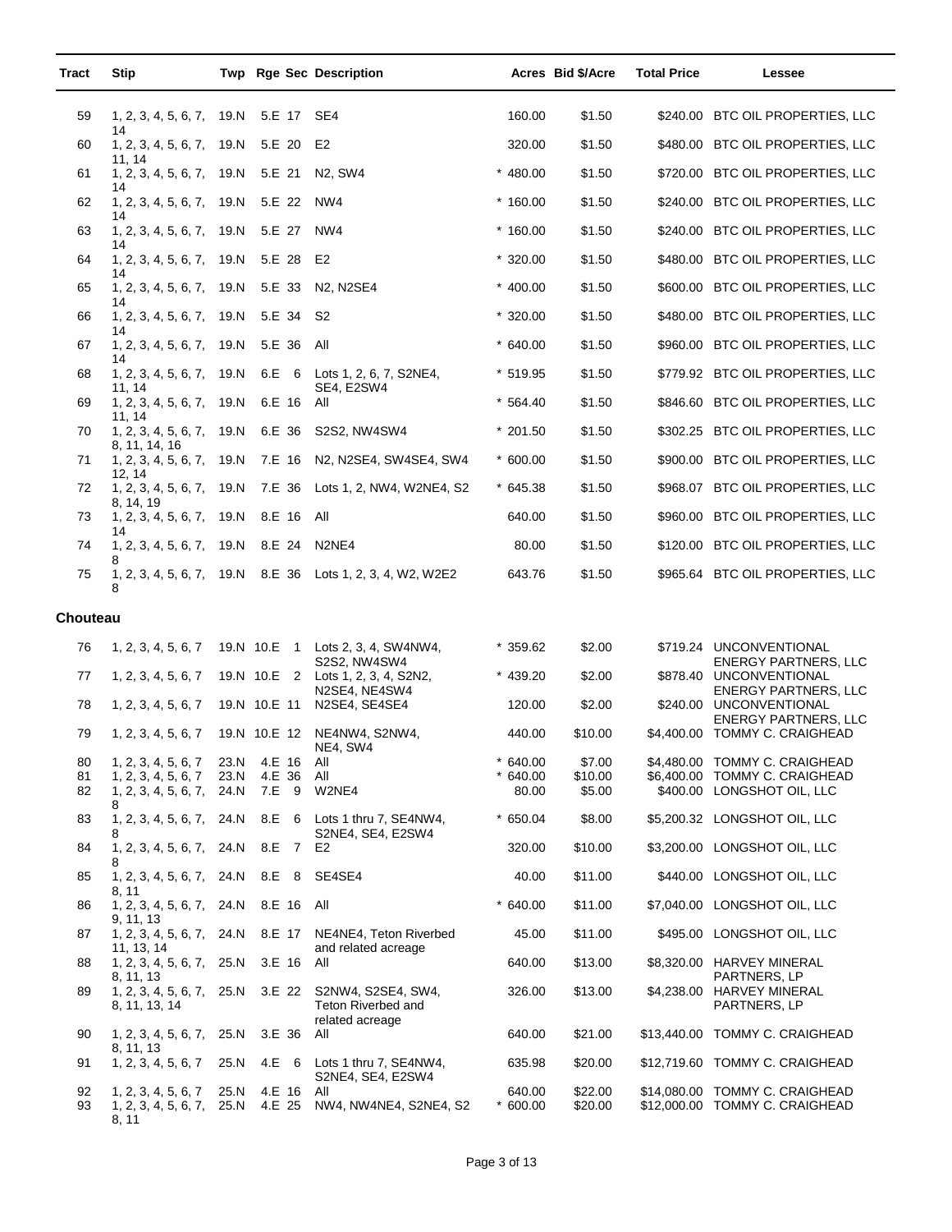| Tract | Stip | Twp | Rge | Sec | Description | Acres | Bid $/Acre | Total Price | Lessee |
|---|---|---|---|---|---|---|---|---|---|
| 59 | 1, 2, 3, 4, 5, 6, 7, 14 | 19.N | 5.E | 17 | SE4 | 160.00 | $1.50 | $240.00 | BTC OIL PROPERTIES, LLC |
| 60 | 1, 2, 3, 4, 5, 6, 7, 11, 14 | 19.N | 5.E | 20 | E2 | 320.00 | $1.50 | $480.00 | BTC OIL PROPERTIES, LLC |
| 61 | 1, 2, 3, 4, 5, 6, 7, 14 | 19.N | 5.E | 21 | N2, SW4 | * 480.00 | $1.50 | $720.00 | BTC OIL PROPERTIES, LLC |
| 62 | 1, 2, 3, 4, 5, 6, 7, 14 | 19.N | 5.E | 22 | NW4 | * 160.00 | $1.50 | $240.00 | BTC OIL PROPERTIES, LLC |
| 63 | 1, 2, 3, 4, 5, 6, 7, 14 | 19.N | 5.E | 27 | NW4 | * 160.00 | $1.50 | $240.00 | BTC OIL PROPERTIES, LLC |
| 64 | 1, 2, 3, 4, 5, 6, 7, 14 | 19.N | 5.E | 28 | E2 | * 320.00 | $1.50 | $480.00 | BTC OIL PROPERTIES, LLC |
| 65 | 1, 2, 3, 4, 5, 6, 7, 14 | 19.N | 5.E | 33 | N2, N2SE4 | * 400.00 | $1.50 | $600.00 | BTC OIL PROPERTIES, LLC |
| 66 | 1, 2, 3, 4, 5, 6, 7, 14 | 19.N | 5.E | 34 | S2 | * 320.00 | $1.50 | $480.00 | BTC OIL PROPERTIES, LLC |
| 67 | 1, 2, 3, 4, 5, 6, 7, 14 | 19.N | 5.E | 36 | All | * 640.00 | $1.50 | $960.00 | BTC OIL PROPERTIES, LLC |
| 68 | 1, 2, 3, 4, 5, 6, 7, 11, 14 | 19.N | 6.E | 6 | Lots 1, 2, 6, 7, S2NE4, SE4, E2SW4 | * 519.95 | $1.50 | $779.92 | BTC OIL PROPERTIES, LLC |
| 69 | 1, 2, 3, 4, 5, 6, 7, 11, 14 | 19.N | 6.E | 16 | All | * 564.40 | $1.50 | $846.60 | BTC OIL PROPERTIES, LLC |
| 70 | 1, 2, 3, 4, 5, 6, 7, 8, 11, 14, 16 | 19.N | 6.E | 36 | S2S2, NW4SW4 | * 201.50 | $1.50 | $302.25 | BTC OIL PROPERTIES, LLC |
| 71 | 1, 2, 3, 4, 5, 6, 7, 12, 14 | 19.N | 7.E | 16 | N2, N2SE4, SW4SE4, SW4 | * 600.00 | $1.50 | $900.00 | BTC OIL PROPERTIES, LLC |
| 72 | 1, 2, 3, 4, 5, 6, 7, 8, 14, 19 | 19.N | 7.E | 36 | Lots 1, 2, NW4, W2NE4, S2 | * 645.38 | $1.50 | $968.07 | BTC OIL PROPERTIES, LLC |
| 73 | 1, 2, 3, 4, 5, 6, 7, 14 | 19.N | 8.E | 16 | All | 640.00 | $1.50 | $960.00 | BTC OIL PROPERTIES, LLC |
| 74 | 1, 2, 3, 4, 5, 6, 7, 8 | 19.N | 8.E | 24 | N2NE4 | 80.00 | $1.50 | $120.00 | BTC OIL PROPERTIES, LLC |
| 75 | 1, 2, 3, 4, 5, 6, 7, 8 | 19.N | 8.E | 36 | Lots 1, 2, 3, 4, W2, W2E2 | 643.76 | $1.50 | $965.64 | BTC OIL PROPERTIES, LLC |

## Chouteau

| Tract | Stip | Twp | Rge | Sec | Description | Acres | Bid $/Acre | Total Price | Lessee |
|---|---|---|---|---|---|---|---|---|---|
| 76 | 1, 2, 3, 4, 5, 6, 7 | 19.N | 10.E | 1 | Lots 2, 3, 4, SW4NW4, S2S2, NW4SW4 | * 359.62 | $2.00 | $719.24 | UNCONVENTIONAL ENERGY PARTNERS, LLC |
| 77 | 1, 2, 3, 4, 5, 6, 7 | 19.N | 10.E | 2 | Lots 1, 2, 3, 4, S2N2, N2SE4, NE4SW4 | * 439.20 | $2.00 | $878.40 | UNCONVENTIONAL ENERGY PARTNERS, LLC |
| 78 | 1, 2, 3, 4, 5, 6, 7 | 19.N | 10.E | 11 | N2SE4, SE4SE4 | 120.00 | $2.00 | $240.00 | UNCONVENTIONAL ENERGY PARTNERS, LLC |
| 79 | 1, 2, 3, 4, 5, 6, 7 | 19.N | 10.E | 12 | NE4NW4, S2NW4, NE4, SW4 | 440.00 | $10.00 | $4,400.00 | TOMMY C. CRAIGHEAD |
| 80 | 1, 2, 3, 4, 5, 6, 7 | 23.N | 4.E | 16 | All | * 640.00 | $7.00 | $4,480.00 | TOMMY C. CRAIGHEAD |
| 81 | 1, 2, 3, 4, 5, 6, 7 | 23.N | 4.E | 36 | All | * 640.00 | $10.00 | $6,400.00 | TOMMY C. CRAIGHEAD |
| 82 | 1, 2, 3, 4, 5, 6, 7, 8 | 24.N | 7.E | 9 | W2NE4 | 80.00 | $5.00 | $400.00 | LONGSHOT OIL, LLC |
| 83 | 1, 2, 3, 4, 5, 6, 7, 8 | 24.N | 8.E | 6 | Lots 1 thru 7, SE4NW4, S2NE4, SE4, E2SW4 | * 650.04 | $8.00 | $5,200.32 | LONGSHOT OIL, LLC |
| 84 | 1, 2, 3, 4, 5, 6, 7, 8 | 24.N | 8.E | 7 | E2 | 320.00 | $10.00 | $3,200.00 | LONGSHOT OIL, LLC |
| 85 | 1, 2, 3, 4, 5, 6, 7, 8, 11 | 24.N | 8.E | 8 | SE4SE4 | 40.00 | $11.00 | $440.00 | LONGSHOT OIL, LLC |
| 86 | 1, 2, 3, 4, 5, 6, 7, 9, 11, 13 | 24.N | 8.E | 16 | All | * 640.00 | $11.00 | $7,040.00 | LONGSHOT OIL, LLC |
| 87 | 1, 2, 3, 4, 5, 6, 7, 11, 13, 14 | 24.N | 8.E | 17 | NE4NE4, Teton Riverbed and related acreage | 45.00 | $11.00 | $495.00 | LONGSHOT OIL, LLC |
| 88 | 1, 2, 3, 4, 5, 6, 7, 8, 11, 13 | 25.N | 3.E | 16 | All | 640.00 | $13.00 | $8,320.00 | HARVEY MINERAL PARTNERS, LP |
| 89 | 1, 2, 3, 4, 5, 6, 7, 8, 11, 13, 14 | 25.N | 3.E | 22 | S2NW4, S2SE4, SW4, Teton Riverbed and related acreage | 326.00 | $13.00 | $4,238.00 | HARVEY MINERAL PARTNERS, LP |
| 90 | 1, 2, 3, 4, 5, 6, 7, 8, 11, 13 | 25.N | 3.E | 36 | All | 640.00 | $21.00 | $13,440.00 | TOMMY C. CRAIGHEAD |
| 91 | 1, 2, 3, 4, 5, 6, 7 | 25.N | 4.E | 6 | Lots 1 thru 7, SE4NW4, S2NE4, SE4, E2SW4 | 635.98 | $20.00 | $12,719.60 | TOMMY C. CRAIGHEAD |
| 92 | 1, 2, 3, 4, 5, 6, 7 | 25.N | 4.E | 16 | All | 640.00 | $22.00 | $14,080.00 | TOMMY C. CRAIGHEAD |
| 93 | 1, 2, 3, 4, 5, 6, 7, 8, 11 | 25.N | 4.E | 25 | NW4, NW4NE4, S2NE4, S2 | * 600.00 | $20.00 | $12,000.00 | TOMMY C. CRAIGHEAD |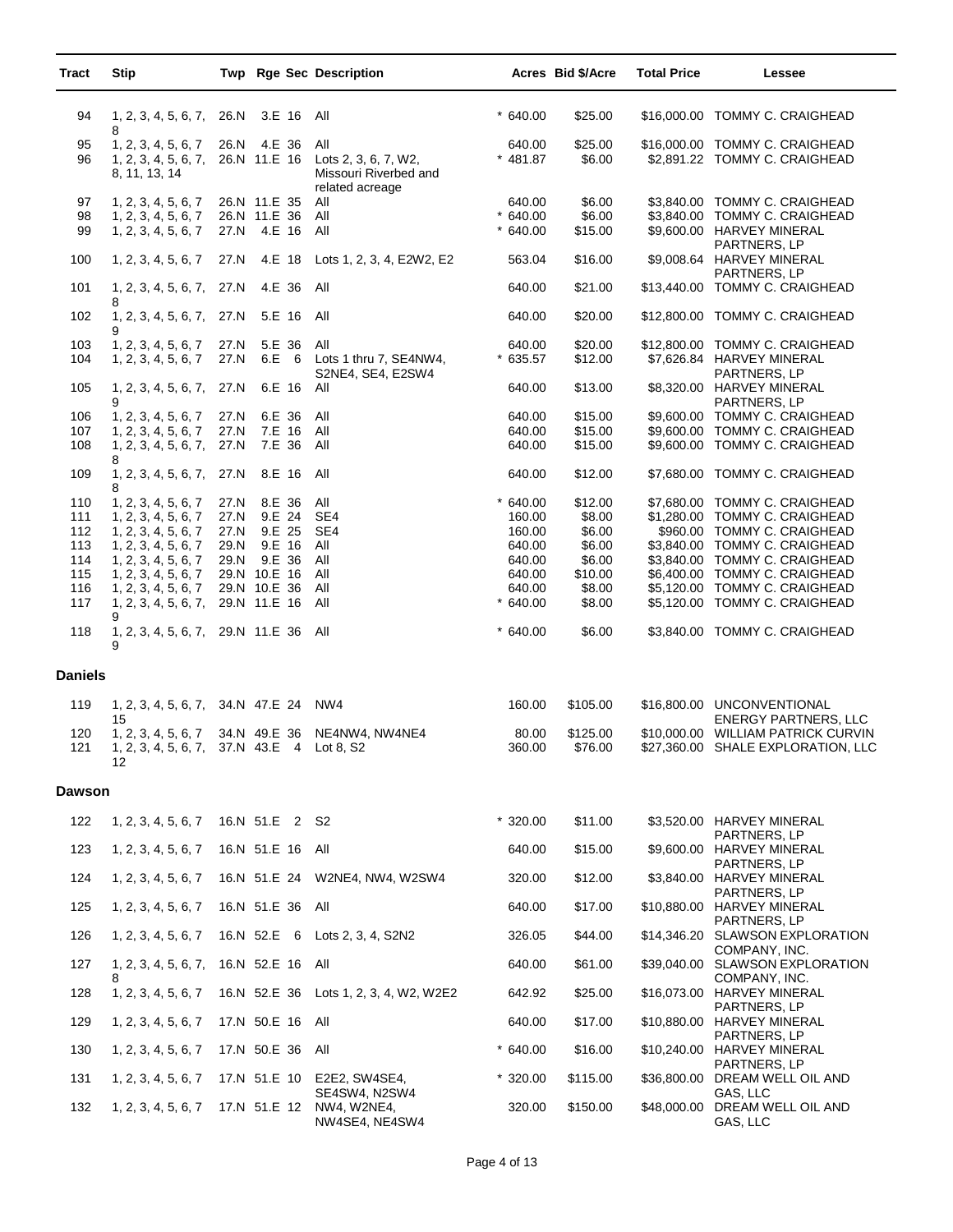| Tract | Stip | Twp | Rge | Sec | Description | Acres | Bid $/Acre | Total Price | Lessee |
|---|---|---|---|---|---|---|---|---|---|
| 94 | 1, 2, 3, 4, 5, 6, 7, 8 | 26.N | 3.E | 16 | All | * 640.00 | $25.00 | $16,000.00 | TOMMY C. CRAIGHEAD |
| 95 | 1, 2, 3, 4, 5, 6, 7 | 26.N | 4.E | 36 | All | 640.00 | $25.00 | $16,000.00 | TOMMY C. CRAIGHEAD |
| 96 | 1, 2, 3, 4, 5, 6, 7, 8, 11, 13, 14 | 26.N | 11.E | 16 | Lots 2, 3, 6, 7, W2, Missouri Riverbed and related acreage | * 481.87 | $6.00 | $2,891.22 | TOMMY C. CRAIGHEAD |
| 97 | 1, 2, 3, 4, 5, 6, 7 | 26.N | 11.E | 35 | All | 640.00 | $6.00 | $3,840.00 | TOMMY C. CRAIGHEAD |
| 98 | 1, 2, 3, 4, 5, 6, 7 | 26.N | 11.E | 36 | All | * 640.00 | $6.00 | $3,840.00 | TOMMY C. CRAIGHEAD |
| 99 | 1, 2, 3, 4, 5, 6, 7 | 27.N | 4.E | 16 | All | * 640.00 | $15.00 | $9,600.00 | HARVEY MINERAL PARTNERS, LP |
| 100 | 1, 2, 3, 4, 5, 6, 7 | 27.N | 4.E | 18 | Lots 1, 2, 3, 4, E2W2, E2 | 563.04 | $16.00 | $9,008.64 | HARVEY MINERAL PARTNERS, LP |
| 101 | 1, 2, 3, 4, 5, 6, 7, 8 | 27.N | 4.E | 36 | All | 640.00 | $21.00 | $13,440.00 | TOMMY C. CRAIGHEAD |
| 102 | 1, 2, 3, 4, 5, 6, 7, 9 | 27.N | 5.E | 16 | All | 640.00 | $20.00 | $12,800.00 | TOMMY C. CRAIGHEAD |
| 103 | 1, 2, 3, 4, 5, 6, 7 | 27.N | 5.E | 36 | All | 640.00 | $20.00 | $12,800.00 | TOMMY C. CRAIGHEAD |
| 104 | 1, 2, 3, 4, 5, 6, 7 | 27.N | 6.E | 6 | Lots 1 thru 7, SE4NW4, S2NE4, SE4, E2SW4 | * 635.57 | $12.00 | $7,626.84 | HARVEY MINERAL PARTNERS, LP |
| 105 | 1, 2, 3, 4, 5, 6, 7, 9 | 27.N | 6.E | 16 | All | 640.00 | $13.00 | $8,320.00 | HARVEY MINERAL PARTNERS, LP |
| 106 | 1, 2, 3, 4, 5, 6, 7 | 27.N | 6.E | 36 | All | 640.00 | $15.00 | $9,600.00 | TOMMY C. CRAIGHEAD |
| 107 | 1, 2, 3, 4, 5, 6, 7 | 27.N | 7.E | 16 | All | 640.00 | $15.00 | $9,600.00 | TOMMY C. CRAIGHEAD |
| 108 | 1, 2, 3, 4, 5, 6, 7, 8 | 27.N | 7.E | 36 | All | 640.00 | $15.00 | $9,600.00 | TOMMY C. CRAIGHEAD |
| 109 | 1, 2, 3, 4, 5, 6, 7, 8 | 27.N | 8.E | 16 | All | 640.00 | $12.00 | $7,680.00 | TOMMY C. CRAIGHEAD |
| 110 | 1, 2, 3, 4, 5, 6, 7 | 27.N | 8.E | 36 | All | * 640.00 | $12.00 | $7,680.00 | TOMMY C. CRAIGHEAD |
| 111 | 1, 2, 3, 4, 5, 6, 7 | 27.N | 9.E | 24 | SE4 | 160.00 | $8.00 | $1,280.00 | TOMMY C. CRAIGHEAD |
| 112 | 1, 2, 3, 4, 5, 6, 7 | 27.N | 9.E | 25 | SE4 | 160.00 | $6.00 | $960.00 | TOMMY C. CRAIGHEAD |
| 113 | 1, 2, 3, 4, 5, 6, 7 | 29.N | 9.E | 16 | All | 640.00 | $6.00 | $3,840.00 | TOMMY C. CRAIGHEAD |
| 114 | 1, 2, 3, 4, 5, 6, 7 | 29.N | 9.E | 36 | All | 640.00 | $6.00 | $3,840.00 | TOMMY C. CRAIGHEAD |
| 115 | 1, 2, 3, 4, 5, 6, 7 | 29.N | 10.E | 16 | All | 640.00 | $10.00 | $6,400.00 | TOMMY C. CRAIGHEAD |
| 116 | 1, 2, 3, 4, 5, 6, 7 | 29.N | 10.E | 36 | All | 640.00 | $8.00 | $5,120.00 | TOMMY C. CRAIGHEAD |
| 117 | 1, 2, 3, 4, 5, 6, 7, 9 | 29.N | 11.E | 16 | All | * 640.00 | $8.00 | $5,120.00 | TOMMY C. CRAIGHEAD |
| 118 | 1, 2, 3, 4, 5, 6, 7, 9 | 29.N | 11.E | 36 | All | * 640.00 | $6.00 | $3,840.00 | TOMMY C. CRAIGHEAD |
| **Daniels** | | | | | | | | | |
| 119 | 1, 2, 3, 4, 5, 6, 7, 15 | 34.N | 47.E | 24 | NW4 | 160.00 | $105.00 | $16,800.00 | UNCONVENTIONAL ENERGY PARTNERS, LLC |
| 120 | 1, 2, 3, 4, 5, 6, 7 | 34.N | 49.E | 36 | NE4NW4, NW4NE4 | 80.00 | $125.00 | $10,000.00 | WILLIAM PATRICK CURVIN |
| 121 | 1, 2, 3, 4, 5, 6, 7, 12 | 37.N | 43.E | 4 | Lot 8, S2 | 360.00 | $76.00 | $27,360.00 | SHALE EXPLORATION, LLC |
| **Dawson** | | | | | | | | | |
| 122 | 1, 2, 3, 4, 5, 6, 7 | 16.N | 51.E | 2 | S2 | * 320.00 | $11.00 | $3,520.00 | HARVEY MINERAL PARTNERS, LP |
| 123 | 1, 2, 3, 4, 5, 6, 7 | 16.N | 51.E | 16 | All | 640.00 | $15.00 | $9,600.00 | HARVEY MINERAL PARTNERS, LP |
| 124 | 1, 2, 3, 4, 5, 6, 7 | 16.N | 51.E | 24 | W2NE4, NW4, W2SW4 | 320.00 | $12.00 | $3,840.00 | HARVEY MINERAL PARTNERS, LP |
| 125 | 1, 2, 3, 4, 5, 6, 7 | 16.N | 51.E | 36 | All | 640.00 | $17.00 | $10,880.00 | HARVEY MINERAL PARTNERS, LP |
| 126 | 1, 2, 3, 4, 5, 6, 7 | 16.N | 52.E | 6 | Lots 2, 3, 4, S2N2 | 326.05 | $44.00 | $14,346.20 | SLAWSON EXPLORATION COMPANY, INC. |
| 127 | 1, 2, 3, 4, 5, 6, 7, 8 | 16.N | 52.E | 16 | All | 640.00 | $61.00 | $39,040.00 | SLAWSON EXPLORATION COMPANY, INC. |
| 128 | 1, 2, 3, 4, 5, 6, 7 | 16.N | 52.E | 36 | Lots 1, 2, 3, 4, W2, W2E2 | 642.92 | $25.00 | $16,073.00 | HARVEY MINERAL PARTNERS, LP |
| 129 | 1, 2, 3, 4, 5, 6, 7 | 17.N | 50.E | 16 | All | 640.00 | $17.00 | $10,880.00 | HARVEY MINERAL PARTNERS, LP |
| 130 | 1, 2, 3, 4, 5, 6, 7 | 17.N | 50.E | 36 | All | * 640.00 | $16.00 | $10,240.00 | HARVEY MINERAL PARTNERS, LP |
| 131 | 1, 2, 3, 4, 5, 6, 7 | 17.N | 51.E | 10 | E2E2, SW4SE4, SE4SW4, N2SW4 | * 320.00 | $115.00 | $36,800.00 | DREAM WELL OIL AND GAS, LLC |
| 132 | 1, 2, 3, 4, 5, 6, 7 | 17.N | 51.E | 12 | NW4, W2NE4, NW4SE4, NE4SW4 | 320.00 | $150.00 | $48,000.00 | DREAM WELL OIL AND GAS, LLC |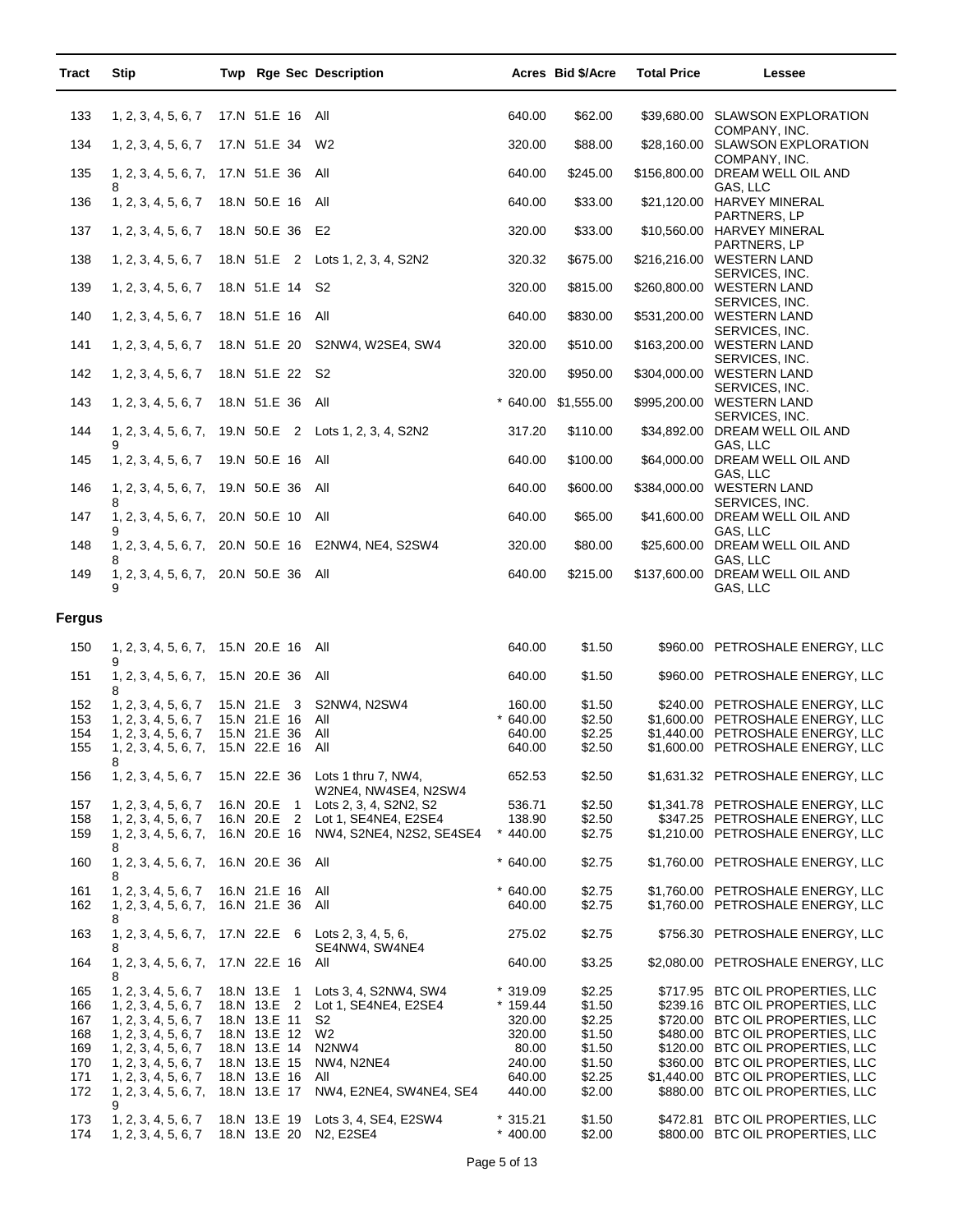| Tract | Stip | Twp | Rge | Sec | Description | Acres | Bid $/Acre | Total Price | Lessee |
|---|---|---|---|---|---|---|---|---|---|
| 133 | 1, 2, 3, 4, 5, 6, 7 | 17.N | 51.E | 16 | All | 640.00 | $62.00 | $39,680.00 | SLAWSON EXPLORATION COMPANY, INC. |
| 134 | 1, 2, 3, 4, 5, 6, 7 | 17.N | 51.E | 34 | W2 | 320.00 | $88.00 | $28,160.00 | SLAWSON EXPLORATION COMPANY, INC. |
| 135 | 1, 2, 3, 4, 5, 6, 7, 8 | 17.N | 51.E | 36 | All | 640.00 | $245.00 | $156,800.00 | DREAM WELL OIL AND GAS, LLC |
| 136 | 1, 2, 3, 4, 5, 6, 7 | 18.N | 50.E | 16 | All | 640.00 | $33.00 | $21,120.00 | HARVEY MINERAL PARTNERS, LP |
| 137 | 1, 2, 3, 4, 5, 6, 7 | 18.N | 50.E | 36 | E2 | 320.00 | $33.00 | $10,560.00 | HARVEY MINERAL PARTNERS, LP |
| 138 | 1, 2, 3, 4, 5, 6, 7 | 18.N | 51.E | 2 | Lots 1, 2, 3, 4, S2N2 | 320.32 | $675.00 | $216,216.00 | WESTERN LAND SERVICES, INC. |
| 139 | 1, 2, 3, 4, 5, 6, 7 | 18.N | 51.E | 14 | S2 | 320.00 | $815.00 | $260,800.00 | WESTERN LAND SERVICES, INC. |
| 140 | 1, 2, 3, 4, 5, 6, 7 | 18.N | 51.E | 16 | All | 640.00 | $830.00 | $531,200.00 | WESTERN LAND SERVICES, INC. |
| 141 | 1, 2, 3, 4, 5, 6, 7 | 18.N | 51.E | 20 | S2NW4, W2SE4, SW4 | 320.00 | $510.00 | $163,200.00 | WESTERN LAND SERVICES, INC. |
| 142 | 1, 2, 3, 4, 5, 6, 7 | 18.N | 51.E | 22 | S2 | 320.00 | $950.00 | $304,000.00 | WESTERN LAND SERVICES, INC. |
| 143 | 1, 2, 3, 4, 5, 6, 7 | 18.N | 51.E | 36 | All | * 640.00 | $1,555.00 | $995,200.00 | WESTERN LAND SERVICES, INC. |
| 144 | 1, 2, 3, 4, 5, 6, 7, 9 | 19.N | 50.E | 2 | Lots 1, 2, 3, 4, S2N2 | 317.20 | $110.00 | $34,892.00 | DREAM WELL OIL AND GAS, LLC |
| 145 | 1, 2, 3, 4, 5, 6, 7 | 19.N | 50.E | 16 | All | 640.00 | $100.00 | $64,000.00 | DREAM WELL OIL AND GAS, LLC |
| 146 | 1, 2, 3, 4, 5, 6, 7, 8 | 19.N | 50.E | 36 | All | 640.00 | $600.00 | $384,000.00 | WESTERN LAND SERVICES, INC. |
| 147 | 1, 2, 3, 4, 5, 6, 7, 9 | 20.N | 50.E | 10 | All | 640.00 | $65.00 | $41,600.00 | DREAM WELL OIL AND GAS, LLC |
| 148 | 1, 2, 3, 4, 5, 6, 7, 8 | 20.N | 50.E | 16 | E2NW4, NE4, S2SW4 | 320.00 | $80.00 | $25,600.00 | DREAM WELL OIL AND GAS, LLC |
| 149 | 1, 2, 3, 4, 5, 6, 7, 9 | 20.N | 50.E | 36 | All | 640.00 | $215.00 | $137,600.00 | DREAM WELL OIL AND GAS, LLC |

## Fergus

| Tract | Stip | Twp | Rge | Sec | Description | Acres | Bid $/Acre | Total Price | Lessee |
|---|---|---|---|---|---|---|---|---|---|
| 150 | 1, 2, 3, 4, 5, 6, 7, 9 | 15.N | 20.E | 16 | All | 640.00 | $1.50 | $960.00 | PETROSHALE ENERGY, LLC |
| 151 | 1, 2, 3, 4, 5, 6, 7, 8 | 15.N | 20.E | 36 | All | 640.00 | $1.50 | $960.00 | PETROSHALE ENERGY, LLC |
| 152 | 1, 2, 3, 4, 5, 6, 7 | 15.N | 21.E | 3 | S2NW4, N2SW4 | 160.00 | $1.50 | $240.00 | PETROSHALE ENERGY, LLC |
| 153 | 1, 2, 3, 4, 5, 6, 7 | 15.N | 21.E | 16 | All | * 640.00 | $2.50 | $1,600.00 | PETROSHALE ENERGY, LLC |
| 154 | 1, 2, 3, 4, 5, 6, 7 | 15.N | 21.E | 36 | All | 640.00 | $2.25 | $1,440.00 | PETROSHALE ENERGY, LLC |
| 155 | 1, 2, 3, 4, 5, 6, 7, 8 | 15.N | 22.E | 16 | All | 640.00 | $2.50 | $1,600.00 | PETROSHALE ENERGY, LLC |
| 156 | 1, 2, 3, 4, 5, 6, 7 | 15.N | 22.E | 36 | Lots 1 thru 7, NW4, W2NE4, NW4SE4, N2SW4 | 652.53 | $2.50 | $1,631.32 | PETROSHALE ENERGY, LLC |
| 157 | 1, 2, 3, 4, 5, 6, 7 | 16.N | 20.E | 1 | Lots 2, 3, 4, S2N2, S2 | 536.71 | $2.50 | $1,341.78 | PETROSHALE ENERGY, LLC |
| 158 | 1, 2, 3, 4, 5, 6, 7 | 16.N | 20.E | 2 | Lot 1, SE4NE4, E2SE4 | 138.90 | $2.50 | $347.25 | PETROSHALE ENERGY, LLC |
| 159 | 1, 2, 3, 4, 5, 6, 7, 8 | 16.N | 20.E | 16 | NW4, S2NE4, N2S2, SE4SE4 | * 440.00 | $2.75 | $1,210.00 | PETROSHALE ENERGY, LLC |
| 160 | 1, 2, 3, 4, 5, 6, 7, 8 | 16.N | 20.E | 36 | All | * 640.00 | $2.75 | $1,760.00 | PETROSHALE ENERGY, LLC |
| 161 | 1, 2, 3, 4, 5, 6, 7 | 16.N | 21.E | 16 | All | * 640.00 | $2.75 | $1,760.00 | PETROSHALE ENERGY, LLC |
| 162 | 1, 2, 3, 4, 5, 6, 7, 8 | 16.N | 21.E | 36 | All | 640.00 | $2.75 | $1,760.00 | PETROSHALE ENERGY, LLC |
| 163 | 1, 2, 3, 4, 5, 6, 7, 8 | 17.N | 22.E | 6 | Lots 2, 3, 4, 5, 6, SE4NW4, SW4NE4 | 275.02 | $2.75 | $756.30 | PETROSHALE ENERGY, LLC |
| 164 | 1, 2, 3, 4, 5, 6, 7, 8 | 17.N | 22.E | 16 | All | 640.00 | $3.25 | $2,080.00 | PETROSHALE ENERGY, LLC |
| 165 | 1, 2, 3, 4, 5, 6, 7 | 18.N | 13.E | 1 | Lots 3, 4, S2NW4, SW4 | * 319.09 | $2.25 | $717.95 | BTC OIL PROPERTIES, LLC |
| 166 | 1, 2, 3, 4, 5, 6, 7 | 18.N | 13.E | 2 | Lot 1, SE4NE4, E2SE4 | * 159.44 | $1.50 | $239.16 | BTC OIL PROPERTIES, LLC |
| 167 | 1, 2, 3, 4, 5, 6, 7 | 18.N | 13.E | 11 | S2 | 320.00 | $2.25 | $720.00 | BTC OIL PROPERTIES, LLC |
| 168 | 1, 2, 3, 4, 5, 6, 7 | 18.N | 13.E | 12 | W2 | 320.00 | $1.50 | $480.00 | BTC OIL PROPERTIES, LLC |
| 169 | 1, 2, 3, 4, 5, 6, 7 | 18.N | 13.E | 14 | N2NW4 | 80.00 | $1.50 | $120.00 | BTC OIL PROPERTIES, LLC |
| 170 | 1, 2, 3, 4, 5, 6, 7 | 18.N | 13.E | 15 | NW4, N2NE4 | 240.00 | $1.50 | $360.00 | BTC OIL PROPERTIES, LLC |
| 171 | 1, 2, 3, 4, 5, 6, 7 | 18.N | 13.E | 16 | All | 640.00 | $2.25 | $1,440.00 | BTC OIL PROPERTIES, LLC |
| 172 | 1, 2, 3, 4, 5, 6, 7, 9 | 18.N | 13.E | 17 | NW4, E2NE4, SW4NE4, SE4 | 440.00 | $2.00 | $880.00 | BTC OIL PROPERTIES, LLC |
| 173 | 1, 2, 3, 4, 5, 6, 7 | 18.N | 13.E | 19 | Lots 3, 4, SE4, E2SW4 | * 315.21 | $1.50 | $472.81 | BTC OIL PROPERTIES, LLC |
| 174 | 1, 2, 3, 4, 5, 6, 7 | 18.N | 13.E | 20 | N2, E2SE4 | * 400.00 | $2.00 | $800.00 | BTC OIL PROPERTIES, LLC |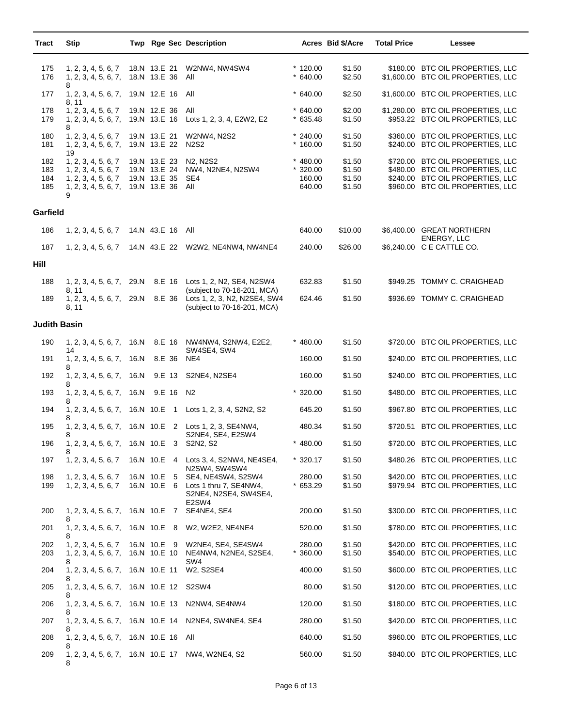| Tract | Stip | Twp | Rge | Sec | Description | Acres | Bid $/Acre | Total Price | Lessee |
|---|---|---|---|---|---|---|---|---|---|
| 175 | 1, 2, 3, 4, 5, 6, 7 | 18.N | 13.E | 21 | W2NW4, NW4SW4 | * 120.00 | $1.50 | $180.00 | BTC OIL PROPERTIES, LLC |
| 176 | 1, 2, 3, 4, 5, 6, 7, 8 | 18.N | 13.E | 36 | All | * 640.00 | $2.50 | $1,600.00 | BTC OIL PROPERTIES, LLC |
| 177 | 1, 2, 3, 4, 5, 6, 7, 8, 11 | 19.N | 12.E | 16 | All | * 640.00 | $2.50 | $1,600.00 | BTC OIL PROPERTIES, LLC |
| 178 | 1, 2, 3, 4, 5, 6, 7 | 19.N | 12.E | 36 | All | * 640.00 | $2.00 | $1,280.00 | BTC OIL PROPERTIES, LLC |
| 179 | 1, 2, 3, 4, 5, 6, 7, 8 | 19.N | 13.E | 16 | Lots 1, 2, 3, 4, E2W2, E2 | * 635.48 | $1.50 | $953.22 | BTC OIL PROPERTIES, LLC |
| 180 | 1, 2, 3, 4, 5, 6, 7 | 19.N | 13.E | 21 | W2NW4, N2S2 | * 240.00 | $1.50 | $360.00 | BTC OIL PROPERTIES, LLC |
| 181 | 1, 2, 3, 4, 5, 6, 7, 19 | 19.N | 13.E | 22 | N2S2 | * 160.00 | $1.50 | $240.00 | BTC OIL PROPERTIES, LLC |
| 182 | 1, 2, 3, 4, 5, 6, 7 | 19.N | 13.E | 23 | N2, N2S2 | * 480.00 | $1.50 | $720.00 | BTC OIL PROPERTIES, LLC |
| 183 | 1, 2, 3, 4, 5, 6, 7 | 19.N | 13.E | 24 | NW4, N2NE4, N2SW4 | * 320.00 | $1.50 | $480.00 | BTC OIL PROPERTIES, LLC |
| 184 | 1, 2, 3, 4, 5, 6, 7 | 19.N | 13.E | 35 | SE4 | 160.00 | $1.50 | $240.00 | BTC OIL PROPERTIES, LLC |
| 185 | 1, 2, 3, 4, 5, 6, 7, 9 | 19.N | 13.E | 36 | All | 640.00 | $1.50 | $960.00 | BTC OIL PROPERTIES, LLC |
| **Garfield** | | | | | | | | | |
| 186 | 1, 2, 3, 4, 5, 6, 7 | 14.N | 43.E | 16 | All | 640.00 | $10.00 | $6,400.00 | GREAT NORTHERN ENERGY, LLC |
| 187 | 1, 2, 3, 4, 5, 6, 7 | 14.N | 43.E | 22 | W2W2, NE4NW4, NW4NE4 | 240.00 | $26.00 | $6,240.00 | C E CATTLE CO. |
| **Hill** | | | | | | | | | |
| 188 | 1, 2, 3, 4, 5, 6, 7, 8, 11 | 29.N | 8.E | 16 | Lots 1, 2, N2, SE4, N2SW4 (subject to 70-16-201, MCA) | 632.83 | $1.50 | $949.25 | TOMMY C. CRAIGHEAD |
| 189 | 1, 2, 3, 4, 5, 6, 7, 8, 11 | 29.N | 8.E | 36 | Lots 1, 2, 3, N2, N2SE4, SW4 (subject to 70-16-201, MCA) | 624.46 | $1.50 | $936.69 | TOMMY C. CRAIGHEAD |
| **Judith Basin** | | | | | | | | | |
| 190 | 1, 2, 3, 4, 5, 6, 7, 14 | 16.N | 8.E | 16 | NW4NW4, S2NW4, E2E2, SW4SE4, SW4 | * 480.00 | $1.50 | $720.00 | BTC OIL PROPERTIES, LLC |
| 191 | 1, 2, 3, 4, 5, 6, 7, 8 | 16.N | 8.E | 36 | NE4 | 160.00 | $1.50 | $240.00 | BTC OIL PROPERTIES, LLC |
| 192 | 1, 2, 3, 4, 5, 6, 7, 8 | 16.N | 9.E | 13 | S2NE4, N2SE4 | 160.00 | $1.50 | $240.00 | BTC OIL PROPERTIES, LLC |
| 193 | 1, 2, 3, 4, 5, 6, 7, 8 | 16.N | 9.E | 16 | N2 | * 320.00 | $1.50 | $480.00 | BTC OIL PROPERTIES, LLC |
| 194 | 1, 2, 3, 4, 5, 6, 7, 8 | 16.N | 10.E | 1 | Lots 1, 2, 3, 4, S2N2, S2 | 645.20 | $1.50 | $967.80 | BTC OIL PROPERTIES, LLC |
| 195 | 1, 2, 3, 4, 5, 6, 7, 8 | 16.N | 10.E | 2 | Lots 1, 2, 3, SE4NW4, S2NE4, SE4, E2SW4 | 480.34 | $1.50 | $720.51 | BTC OIL PROPERTIES, LLC |
| 196 | 1, 2, 3, 4, 5, 6, 7, 8 | 16.N | 10.E | 3 | S2N2, S2 | * 480.00 | $1.50 | $720.00 | BTC OIL PROPERTIES, LLC |
| 197 | 1, 2, 3, 4, 5, 6, 7 | 16.N | 10.E | 4 | Lots 3, 4, S2NW4, NE4SE4, N2SW4, SW4SW4 | * 320.17 | $1.50 | $480.26 | BTC OIL PROPERTIES, LLC |
| 198 | 1, 2, 3, 4, 5, 6, 7 | 16.N | 10.E | 5 | SE4, NE4SW4, S2SW4 | 280.00 | $1.50 | $420.00 | BTC OIL PROPERTIES, LLC |
| 199 | 1, 2, 3, 4, 5, 6, 7 | 16.N | 10.E | 6 | Lots 1 thru 7, SE4NW4, S2NE4, N2SE4, SW4SE4, E2SW4 | * 653.29 | $1.50 | $979.94 | BTC OIL PROPERTIES, LLC |
| 200 | 1, 2, 3, 4, 5, 6, 7, 8 | 16.N | 10.E | 7 | SE4NE4, SE4 | 200.00 | $1.50 | $300.00 | BTC OIL PROPERTIES, LLC |
| 201 | 1, 2, 3, 4, 5, 6, 7, 8 | 16.N | 10.E | 8 | W2, W2E2, NE4NE4 | 520.00 | $1.50 | $780.00 | BTC OIL PROPERTIES, LLC |
| 202 | 1, 2, 3, 4, 5, 6, 7 | 16.N | 10.E | 9 | W2NE4, SE4, SE4SW4 | 280.00 | $1.50 | $420.00 | BTC OIL PROPERTIES, LLC |
| 203 | 1, 2, 3, 4, 5, 6, 7, 8 | 16.N | 10.E | 10 | NE4NW4, N2NE4, S2SE4, SW4 | * 360.00 | $1.50 | $540.00 | BTC OIL PROPERTIES, LLC |
| 204 | 1, 2, 3, 4, 5, 6, 7, 8 | 16.N | 10.E | 11 | W2, S2SE4 | 400.00 | $1.50 | $600.00 | BTC OIL PROPERTIES, LLC |
| 205 | 1, 2, 3, 4, 5, 6, 7, 8 | 16.N | 10.E | 12 | S2SW4 | 80.00 | $1.50 | $120.00 | BTC OIL PROPERTIES, LLC |
| 206 | 1, 2, 3, 4, 5, 6, 7, 8 | 16.N | 10.E | 13 | N2NW4, SE4NW4 | 120.00 | $1.50 | $180.00 | BTC OIL PROPERTIES, LLC |
| 207 | 1, 2, 3, 4, 5, 6, 7, 8 | 16.N | 10.E | 14 | N2NE4, SW4NE4, SE4 | 280.00 | $1.50 | $420.00 | BTC OIL PROPERTIES, LLC |
| 208 | 1, 2, 3, 4, 5, 6, 7, 8 | 16.N | 10.E | 16 | All | 640.00 | $1.50 | $960.00 | BTC OIL PROPERTIES, LLC |
| 209 | 1, 2, 3, 4, 5, 6, 7, 8 | 16.N | 10.E | 17 | NW4, W2NE4, S2 | 560.00 | $1.50 | $840.00 | BTC OIL PROPERTIES, LLC |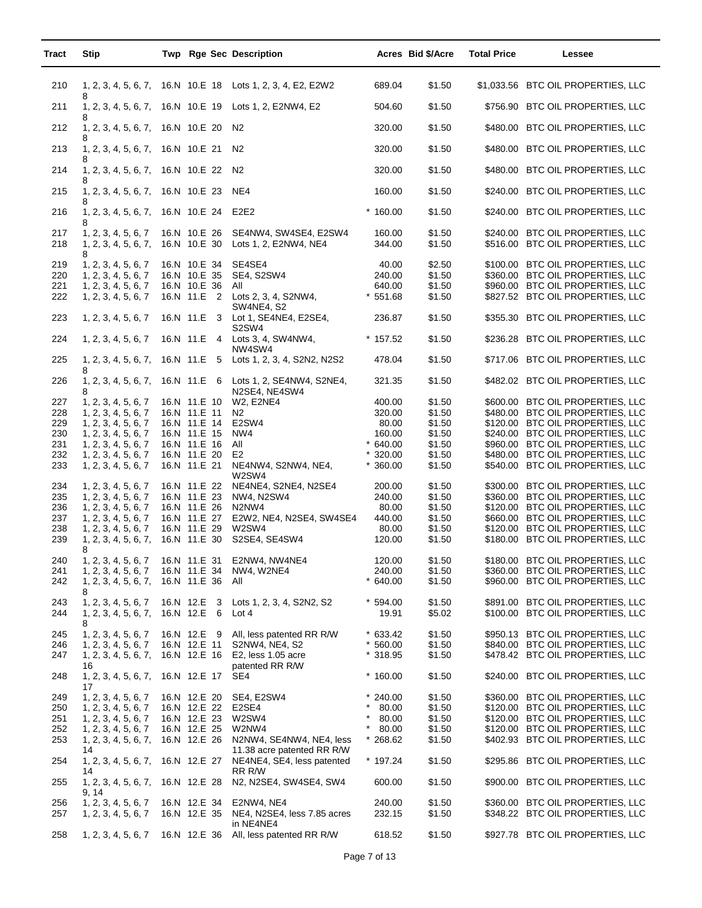| Tract | Stip | Twp | Rge | Sec | Description | Acres | Bid $/Acre | Total Price | Lessee |
|---|---|---|---|---|---|---|---|---|---|
| 210 | 1, 2, 3, 4, 5, 6, 7, 8 | 16.N | 10.E | 18 | Lots 1, 2, 3, 4, E2, E2W2 | 689.04 | $1.50 | $1,033.56 | BTC OIL PROPERTIES, LLC |
| 211 | 1, 2, 3, 4, 5, 6, 7, 8 | 16.N | 10.E | 19 | Lots 1, 2, E2NW4, E2 | 504.60 | $1.50 | $756.90 | BTC OIL PROPERTIES, LLC |
| 212 | 1, 2, 3, 4, 5, 6, 7, 8 | 16.N | 10.E | 20 | N2 | 320.00 | $1.50 | $480.00 | BTC OIL PROPERTIES, LLC |
| 213 | 1, 2, 3, 4, 5, 6, 7, 8 | 16.N | 10.E | 21 | N2 | 320.00 | $1.50 | $480.00 | BTC OIL PROPERTIES, LLC |
| 214 | 1, 2, 3, 4, 5, 6, 7, 8 | 16.N | 10.E | 22 | N2 | 320.00 | $1.50 | $480.00 | BTC OIL PROPERTIES, LLC |
| 215 | 1, 2, 3, 4, 5, 6, 7, 8 | 16.N | 10.E | 23 | NE4 | 160.00 | $1.50 | $240.00 | BTC OIL PROPERTIES, LLC |
| 216 | 1, 2, 3, 4, 5, 6, 7, 8 | 16.N | 10.E | 24 | E2E2 | * 160.00 | $1.50 | $240.00 | BTC OIL PROPERTIES, LLC |
| 217 | 1, 2, 3, 4, 5, 6, 7 | 16.N | 10.E | 26 | SE4NW4, SW4SE4, E2SW4 | 160.00 | $1.50 | $240.00 | BTC OIL PROPERTIES, LLC |
| 218 | 1, 2, 3, 4, 5, 6, 7, 8 | 16.N | 10.E | 30 | Lots 1, 2, E2NW4, NE4 | 344.00 | $1.50 | $516.00 | BTC OIL PROPERTIES, LLC |
| 219 | 1, 2, 3, 4, 5, 6, 7 | 16.N | 10.E | 34 | SE4SE4 | 40.00 | $2.50 | $100.00 | BTC OIL PROPERTIES, LLC |
| 220 | 1, 2, 3, 4, 5, 6, 7 | 16.N | 10.E | 35 | SE4, S2SW4 | 240.00 | $1.50 | $360.00 | BTC OIL PROPERTIES, LLC |
| 221 | 1, 2, 3, 4, 5, 6, 7 | 16.N | 10.E | 36 | All | 640.00 | $1.50 | $960.00 | BTC OIL PROPERTIES, LLC |
| 222 | 1, 2, 3, 4, 5, 6, 7 | 16.N | 11.E | 2 | Lots 2, 3, 4, S2NW4, SW4NE4, S2 | * 551.68 | $1.50 | $827.52 | BTC OIL PROPERTIES, LLC |
| 223 | 1, 2, 3, 4, 5, 6, 7 | 16.N | 11.E | 3 | Lot 1, SE4NE4, E2SE4, S2SW4 | 236.87 | $1.50 | $355.30 | BTC OIL PROPERTIES, LLC |
| 224 | 1, 2, 3, 4, 5, 6, 7 | 16.N | 11.E | 4 | Lots 3, 4, SW4NW4, NW4SW4 | * 157.52 | $1.50 | $236.28 | BTC OIL PROPERTIES, LLC |
| 225 | 1, 2, 3, 4, 5, 6, 7, 8 | 16.N | 11.E | 5 | Lots 1, 2, 3, 4, S2N2, N2S2 | 478.04 | $1.50 | $717.06 | BTC OIL PROPERTIES, LLC |
| 226 | 1, 2, 3, 4, 5, 6, 7, 8 | 16.N | 11.E | 6 | Lots 1, 2, SE4NW4, S2NE4, N2SE4, NE4SW4 | 321.35 | $1.50 | $482.02 | BTC OIL PROPERTIES, LLC |
| 227 | 1, 2, 3, 4, 5, 6, 7 | 16.N | 11.E | 10 | W2, E2NE4 | 400.00 | $1.50 | $600.00 | BTC OIL PROPERTIES, LLC |
| 228 | 1, 2, 3, 4, 5, 6, 7 | 16.N | 11.E | 11 | N2 | 320.00 | $1.50 | $480.00 | BTC OIL PROPERTIES, LLC |
| 229 | 1, 2, 3, 4, 5, 6, 7 | 16.N | 11.E | 14 | E2SW4 | 80.00 | $1.50 | $120.00 | BTC OIL PROPERTIES, LLC |
| 230 | 1, 2, 3, 4, 5, 6, 7 | 16.N | 11.E | 15 | NW4 | 160.00 | $1.50 | $240.00 | BTC OIL PROPERTIES, LLC |
| 231 | 1, 2, 3, 4, 5, 6, 7 | 16.N | 11.E | 16 | All | * 640.00 | $1.50 | $960.00 | BTC OIL PROPERTIES, LLC |
| 232 | 1, 2, 3, 4, 5, 6, 7 | 16.N | 11.E | 20 | E2 | * 320.00 | $1.50 | $480.00 | BTC OIL PROPERTIES, LLC |
| 233 | 1, 2, 3, 4, 5, 6, 7 | 16.N | 11.E | 21 | NE4NW4, S2NW4, NE4, W2SW4 | * 360.00 | $1.50 | $540.00 | BTC OIL PROPERTIES, LLC |
| 234 | 1, 2, 3, 4, 5, 6, 7 | 16.N | 11.E | 22 | NE4NE4, S2NE4, N2SE4 | 200.00 | $1.50 | $300.00 | BTC OIL PROPERTIES, LLC |
| 235 | 1, 2, 3, 4, 5, 6, 7 | 16.N | 11.E | 23 | NW4, N2SW4 | 240.00 | $1.50 | $360.00 | BTC OIL PROPERTIES, LLC |
| 236 | 1, 2, 3, 4, 5, 6, 7 | 16.N | 11.E | 26 | N2NW4 | 80.00 | $1.50 | $120.00 | BTC OIL PROPERTIES, LLC |
| 237 | 1, 2, 3, 4, 5, 6, 7 | 16.N | 11.E | 27 | E2W2, NE4, N2SE4, SW4SE4 | 440.00 | $1.50 | $660.00 | BTC OIL PROPERTIES, LLC |
| 238 | 1, 2, 3, 4, 5, 6, 7 | 16.N | 11.E | 29 | W2SW4 | 80.00 | $1.50 | $120.00 | BTC OIL PROPERTIES, LLC |
| 239 | 1, 2, 3, 4, 5, 6, 7, 8 | 16.N | 11.E | 30 | S2SE4, SE4SW4 | 120.00 | $1.50 | $180.00 | BTC OIL PROPERTIES, LLC |
| 240 | 1, 2, 3, 4, 5, 6, 7 | 16.N | 11.E | 31 | E2NW4, NW4NE4 | 120.00 | $1.50 | $180.00 | BTC OIL PROPERTIES, LLC |
| 241 | 1, 2, 3, 4, 5, 6, 7 | 16.N | 11.E | 34 | NW4, W2NE4 | 240.00 | $1.50 | $360.00 | BTC OIL PROPERTIES, LLC |
| 242 | 1, 2, 3, 4, 5, 6, 7, 8 | 16.N | 11.E | 36 | All | * 640.00 | $1.50 | $960.00 | BTC OIL PROPERTIES, LLC |
| 243 | 1, 2, 3, 4, 5, 6, 7 | 16.N | 12.E | 3 | Lots 1, 2, 3, 4, S2N2, S2 | * 594.00 | $1.50 | $891.00 | BTC OIL PROPERTIES, LLC |
| 244 | 1, 2, 3, 4, 5, 6, 7, 8 | 16.N | 12.E | 6 | Lot 4 | 19.91 | $5.02 | $100.00 | BTC OIL PROPERTIES, LLC |
| 245 | 1, 2, 3, 4, 5, 6, 7 | 16.N | 12.E | 9 | All, less patented RR R/W | * 633.42 | $1.50 | $950.13 | BTC OIL PROPERTIES, LLC |
| 246 | 1, 2, 3, 4, 5, 6, 7 | 16.N | 12.E | 11 | S2NW4, NE4, S2 | * 560.00 | $1.50 | $840.00 | BTC OIL PROPERTIES, LLC |
| 247 | 1, 2, 3, 4, 5, 6, 7, 16 | 16.N | 12.E | 16 | E2, less 1.05 acre patented RR R/W | * 318.95 | $1.50 | $478.42 | BTC OIL PROPERTIES, LLC |
| 248 | 1, 2, 3, 4, 5, 6, 7, 17 | 16.N | 12.E | 17 | SE4 | * 160.00 | $1.50 | $240.00 | BTC OIL PROPERTIES, LLC |
| 249 | 1, 2, 3, 4, 5, 6, 7 | 16.N | 12.E | 20 | SE4, E2SW4 | * 240.00 | $1.50 | $360.00 | BTC OIL PROPERTIES, LLC |
| 250 | 1, 2, 3, 4, 5, 6, 7 | 16.N | 12.E | 22 | E2SE4 | * 80.00 | $1.50 | $120.00 | BTC OIL PROPERTIES, LLC |
| 251 | 1, 2, 3, 4, 5, 6, 7 | 16.N | 12.E | 23 | W2SW4 | * 80.00 | $1.50 | $120.00 | BTC OIL PROPERTIES, LLC |
| 252 | 1, 2, 3, 4, 5, 6, 7 | 16.N | 12.E | 25 | W2NW4 | * 80.00 | $1.50 | $120.00 | BTC OIL PROPERTIES, LLC |
| 253 | 1, 2, 3, 4, 5, 6, 7, 14 | 16.N | 12.E | 26 | N2NW4, SE4NW4, NE4, less 11.38 acre patented RR R/W | * 268.62 | $1.50 | $402.93 | BTC OIL PROPERTIES, LLC |
| 254 | 1, 2, 3, 4, 5, 6, 7, 14 | 16.N | 12.E | 27 | NE4NE4, SE4, less patented RR R/W | * 197.24 | $1.50 | $295.86 | BTC OIL PROPERTIES, LLC |
| 255 | 1, 2, 3, 4, 5, 6, 7, 9, 14 | 16.N | 12.E | 28 | N2, N2SE4, SW4SE4, SW4 | 600.00 | $1.50 | $900.00 | BTC OIL PROPERTIES, LLC |
| 256 | 1, 2, 3, 4, 5, 6, 7 | 16.N | 12.E | 34 | E2NW4, NE4 | 240.00 | $1.50 | $360.00 | BTC OIL PROPERTIES, LLC |
| 257 | 1, 2, 3, 4, 5, 6, 7 | 16.N | 12.E | 35 | NE4, N2SE4, less 7.85 acres in NE4NE4 | 232.15 | $1.50 | $348.22 | BTC OIL PROPERTIES, LLC |
| 258 | 1, 2, 3, 4, 5, 6, 7 | 16.N | 12.E | 36 | All, less patented RR R/W | 618.52 | $1.50 | $927.78 | BTC OIL PROPERTIES, LLC |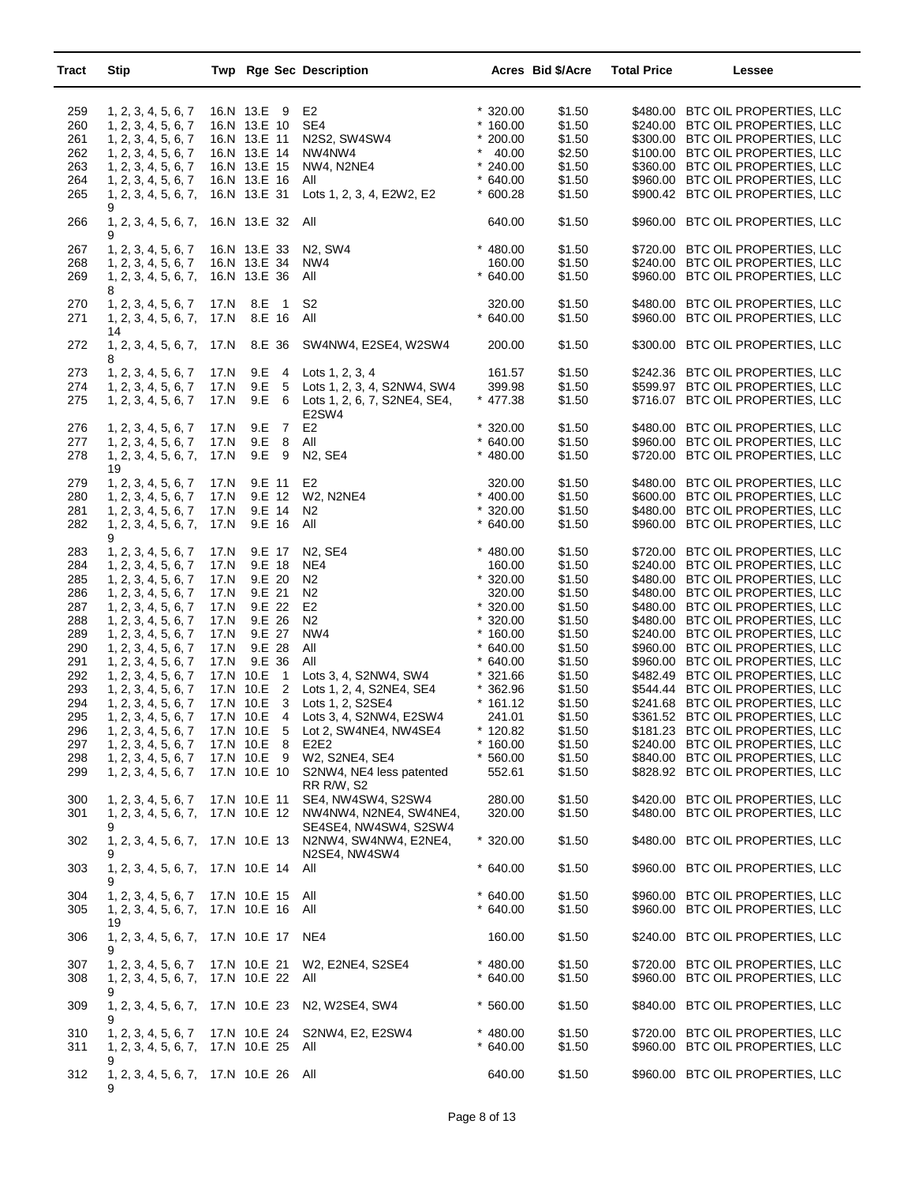| Tract | Stip | Twp | Rge | Sec | Description | Acres | Bid $/Acre | Total Price | Lessee |
|---|---|---|---|---|---|---|---|---|---|
| 259 | 1, 2, 3, 4, 5, 6, 7 | 16.N | 13.E | 9 | E2 | * 320.00 | $1.50 | $480.00 | BTC OIL PROPERTIES, LLC |
| 260 | 1, 2, 3, 4, 5, 6, 7 | 16.N | 13.E | 10 | SE4 | * 160.00 | $1.50 | $240.00 | BTC OIL PROPERTIES, LLC |
| 261 | 1, 2, 3, 4, 5, 6, 7 | 16.N | 13.E | 11 | N2S2, SW4SW4 | * 200.00 | $1.50 | $300.00 | BTC OIL PROPERTIES, LLC |
| 262 | 1, 2, 3, 4, 5, 6, 7 | 16.N | 13.E | 14 | NW4NW4 | * 40.00 | $2.50 | $100.00 | BTC OIL PROPERTIES, LLC |
| 263 | 1, 2, 3, 4, 5, 6, 7 | 16.N | 13.E | 15 | NW4, N2NE4 | * 240.00 | $1.50 | $360.00 | BTC OIL PROPERTIES, LLC |
| 264 | 1, 2, 3, 4, 5, 6, 7 | 16.N | 13.E | 16 | All | * 640.00 | $1.50 | $960.00 | BTC OIL PROPERTIES, LLC |
| 265 | 1, 2, 3, 4, 5, 6, 7, 9 | 16.N | 13.E | 31 | Lots 1, 2, 3, 4, E2W2, E2 | * 600.28 | $1.50 | $900.42 | BTC OIL PROPERTIES, LLC |
| 266 | 1, 2, 3, 4, 5, 6, 7, 9 | 16.N | 13.E | 32 | All | 640.00 | $1.50 | $960.00 | BTC OIL PROPERTIES, LLC |
| 267 | 1, 2, 3, 4, 5, 6, 7 | 16.N | 13.E | 33 | N2, SW4 | * 480.00 | $1.50 | $720.00 | BTC OIL PROPERTIES, LLC |
| 268 | 1, 2, 3, 4, 5, 6, 7 | 16.N | 13.E | 34 | NW4 | 160.00 | $1.50 | $240.00 | BTC OIL PROPERTIES, LLC |
| 269 | 1, 2, 3, 4, 5, 6, 7, 8 | 16.N | 13.E | 36 | All | * 640.00 | $1.50 | $960.00 | BTC OIL PROPERTIES, LLC |
| 270 | 1, 2, 3, 4, 5, 6, 7 | 17.N | 8.E | 1 | S2 | 320.00 | $1.50 | $480.00 | BTC OIL PROPERTIES, LLC |
| 271 | 1, 2, 3, 4, 5, 6, 7, 14 | 17.N | 8.E | 16 | All | * 640.00 | $1.50 | $960.00 | BTC OIL PROPERTIES, LLC |
| 272 | 1, 2, 3, 4, 5, 6, 7, 8 | 17.N | 8.E | 36 | SW4NW4, E2SE4, W2SW4 | 200.00 | $1.50 | $300.00 | BTC OIL PROPERTIES, LLC |
| 273 | 1, 2, 3, 4, 5, 6, 7 | 17.N | 9.E | 4 | Lots 1, 2, 3, 4 | 161.57 | $1.50 | $242.36 | BTC OIL PROPERTIES, LLC |
| 274 | 1, 2, 3, 4, 5, 6, 7 | 17.N | 9.E | 5 | Lots 1, 2, 3, 4, S2NW4, SW4 | 399.98 | $1.50 | $599.97 | BTC OIL PROPERTIES, LLC |
| 275 | 1, 2, 3, 4, 5, 6, 7 | 17.N | 9.E | 6 | Lots 1, 2, 6, 7, S2NE4, SE4, E2SW4 | * 477.38 | $1.50 | $716.07 | BTC OIL PROPERTIES, LLC |
| 276 | 1, 2, 3, 4, 5, 6, 7 | 17.N | 9.E | 7 | E2 | * 320.00 | $1.50 | $480.00 | BTC OIL PROPERTIES, LLC |
| 277 | 1, 2, 3, 4, 5, 6, 7 | 17.N | 9.E | 8 | All | * 640.00 | $1.50 | $960.00 | BTC OIL PROPERTIES, LLC |
| 278 | 1, 2, 3, 4, 5, 6, 7, 19 | 17.N | 9.E | 9 | N2, SE4 | * 480.00 | $1.50 | $720.00 | BTC OIL PROPERTIES, LLC |
| 279 | 1, 2, 3, 4, 5, 6, 7 | 17.N | 9.E | 11 | E2 | 320.00 | $1.50 | $480.00 | BTC OIL PROPERTIES, LLC |
| 280 | 1, 2, 3, 4, 5, 6, 7 | 17.N | 9.E | 12 | W2, N2NE4 | * 400.00 | $1.50 | $600.00 | BTC OIL PROPERTIES, LLC |
| 281 | 1, 2, 3, 4, 5, 6, 7 | 17.N | 9.E | 14 | N2 | * 320.00 | $1.50 | $480.00 | BTC OIL PROPERTIES, LLC |
| 282 | 1, 2, 3, 4, 5, 6, 7, 9 | 17.N | 9.E | 16 | All | * 640.00 | $1.50 | $960.00 | BTC OIL PROPERTIES, LLC |
| 283 | 1, 2, 3, 4, 5, 6, 7 | 17.N | 9.E | 17 | N2, SE4 | * 480.00 | $1.50 | $720.00 | BTC OIL PROPERTIES, LLC |
| 284 | 1, 2, 3, 4, 5, 6, 7 | 17.N | 9.E | 18 | NE4 | 160.00 | $1.50 | $240.00 | BTC OIL PROPERTIES, LLC |
| 285 | 1, 2, 3, 4, 5, 6, 7 | 17.N | 9.E | 20 | N2 | * 320.00 | $1.50 | $480.00 | BTC OIL PROPERTIES, LLC |
| 286 | 1, 2, 3, 4, 5, 6, 7 | 17.N | 9.E | 21 | N2 | 320.00 | $1.50 | $480.00 | BTC OIL PROPERTIES, LLC |
| 287 | 1, 2, 3, 4, 5, 6, 7 | 17.N | 9.E | 22 | E2 | * 320.00 | $1.50 | $480.00 | BTC OIL PROPERTIES, LLC |
| 288 | 1, 2, 3, 4, 5, 6, 7 | 17.N | 9.E | 26 | N2 | * 320.00 | $1.50 | $480.00 | BTC OIL PROPERTIES, LLC |
| 289 | 1, 2, 3, 4, 5, 6, 7 | 17.N | 9.E | 27 | NW4 | * 160.00 | $1.50 | $240.00 | BTC OIL PROPERTIES, LLC |
| 290 | 1, 2, 3, 4, 5, 6, 7 | 17.N | 9.E | 28 | All | * 640.00 | $1.50 | $960.00 | BTC OIL PROPERTIES, LLC |
| 291 | 1, 2, 3, 4, 5, 6, 7 | 17.N | 9.E | 36 | All | * 640.00 | $1.50 | $960.00 | BTC OIL PROPERTIES, LLC |
| 292 | 1, 2, 3, 4, 5, 6, 7 | 17.N | 10.E | 1 | Lots 3, 4, S2NW4, SW4 | * 321.66 | $1.50 | $482.49 | BTC OIL PROPERTIES, LLC |
| 293 | 1, 2, 3, 4, 5, 6, 7 | 17.N | 10.E | 2 | Lots 1, 2, 4, S2NE4, SE4 | * 362.96 | $1.50 | $544.44 | BTC OIL PROPERTIES, LLC |
| 294 | 1, 2, 3, 4, 5, 6, 7 | 17.N | 10.E | 3 | Lots 1, 2, S2SE4 | * 161.12 | $1.50 | $241.68 | BTC OIL PROPERTIES, LLC |
| 295 | 1, 2, 3, 4, 5, 6, 7 | 17.N | 10.E | 4 | Lots 3, 4, S2NW4, E2SW4 | 241.01 | $1.50 | $361.52 | BTC OIL PROPERTIES, LLC |
| 296 | 1, 2, 3, 4, 5, 6, 7 | 17.N | 10.E | 5 | Lot 2, SW4NE4, NW4SE4 | * 120.82 | $1.50 | $181.23 | BTC OIL PROPERTIES, LLC |
| 297 | 1, 2, 3, 4, 5, 6, 7 | 17.N | 10.E | 8 | E2E2 | * 160.00 | $1.50 | $240.00 | BTC OIL PROPERTIES, LLC |
| 298 | 1, 2, 3, 4, 5, 6, 7 | 17.N | 10.E | 9 | W2, S2NE4, SE4 | * 560.00 | $1.50 | $840.00 | BTC OIL PROPERTIES, LLC |
| 299 | 1, 2, 3, 4, 5, 6, 7 | 17.N | 10.E | 10 | S2NW4, NE4 less patented RR R/W, S2 | 552.61 | $1.50 | $828.92 | BTC OIL PROPERTIES, LLC |
| 300 | 1, 2, 3, 4, 5, 6, 7 | 17.N | 10.E | 11 | SE4, NW4SW4, S2SW4 | 280.00 | $1.50 | $420.00 | BTC OIL PROPERTIES, LLC |
| 301 | 1, 2, 3, 4, 5, 6, 7, 9 | 17.N | 10.E | 12 | NW4NW4, N2NE4, SW4NE4, SE4SE4, NW4SW4, S2SW4 | 320.00 | $1.50 | $480.00 | BTC OIL PROPERTIES, LLC |
| 302 | 1, 2, 3, 4, 5, 6, 7, 9 | 17.N | 10.E | 13 | N2NW4, SW4NW4, E2NE4, N2SE4, NW4SW4 | * 320.00 | $1.50 | $480.00 | BTC OIL PROPERTIES, LLC |
| 303 | 1, 2, 3, 4, 5, 6, 7, 9 | 17.N | 10.E | 14 | All | * 640.00 | $1.50 | $960.00 | BTC OIL PROPERTIES, LLC |
| 304 | 1, 2, 3, 4, 5, 6, 7 | 17.N | 10.E | 15 | All | * 640.00 | $1.50 | $960.00 | BTC OIL PROPERTIES, LLC |
| 305 | 1, 2, 3, 4, 5, 6, 7, 19 | 17.N | 10.E | 16 | All | * 640.00 | $1.50 | $960.00 | BTC OIL PROPERTIES, LLC |
| 306 | 1, 2, 3, 4, 5, 6, 7, 9 | 17.N | 10.E | 17 | NE4 | 160.00 | $1.50 | $240.00 | BTC OIL PROPERTIES, LLC |
| 307 | 1, 2, 3, 4, 5, 6, 7 | 17.N | 10.E | 21 | W2, E2NE4, S2SE4 | * 480.00 | $1.50 | $720.00 | BTC OIL PROPERTIES, LLC |
| 308 | 1, 2, 3, 4, 5, 6, 7, 9 | 17.N | 10.E | 22 | All | * 640.00 | $1.50 | $960.00 | BTC OIL PROPERTIES, LLC |
| 309 | 1, 2, 3, 4, 5, 6, 7, 9 | 17.N | 10.E | 23 | N2, W2SE4, SW4 | * 560.00 | $1.50 | $840.00 | BTC OIL PROPERTIES, LLC |
| 310 | 1, 2, 3, 4, 5, 6, 7 | 17.N | 10.E | 24 | S2NW4, E2, E2SW4 | * 480.00 | $1.50 | $720.00 | BTC OIL PROPERTIES, LLC |
| 311 | 1, 2, 3, 4, 5, 6, 7, 9 | 17.N | 10.E | 25 | All | * 640.00 | $1.50 | $960.00 | BTC OIL PROPERTIES, LLC |
| 312 | 1, 2, 3, 4, 5, 6, 7, 9 | 17.N | 10.E | 26 | All | 640.00 | $1.50 | $960.00 | BTC OIL PROPERTIES, LLC |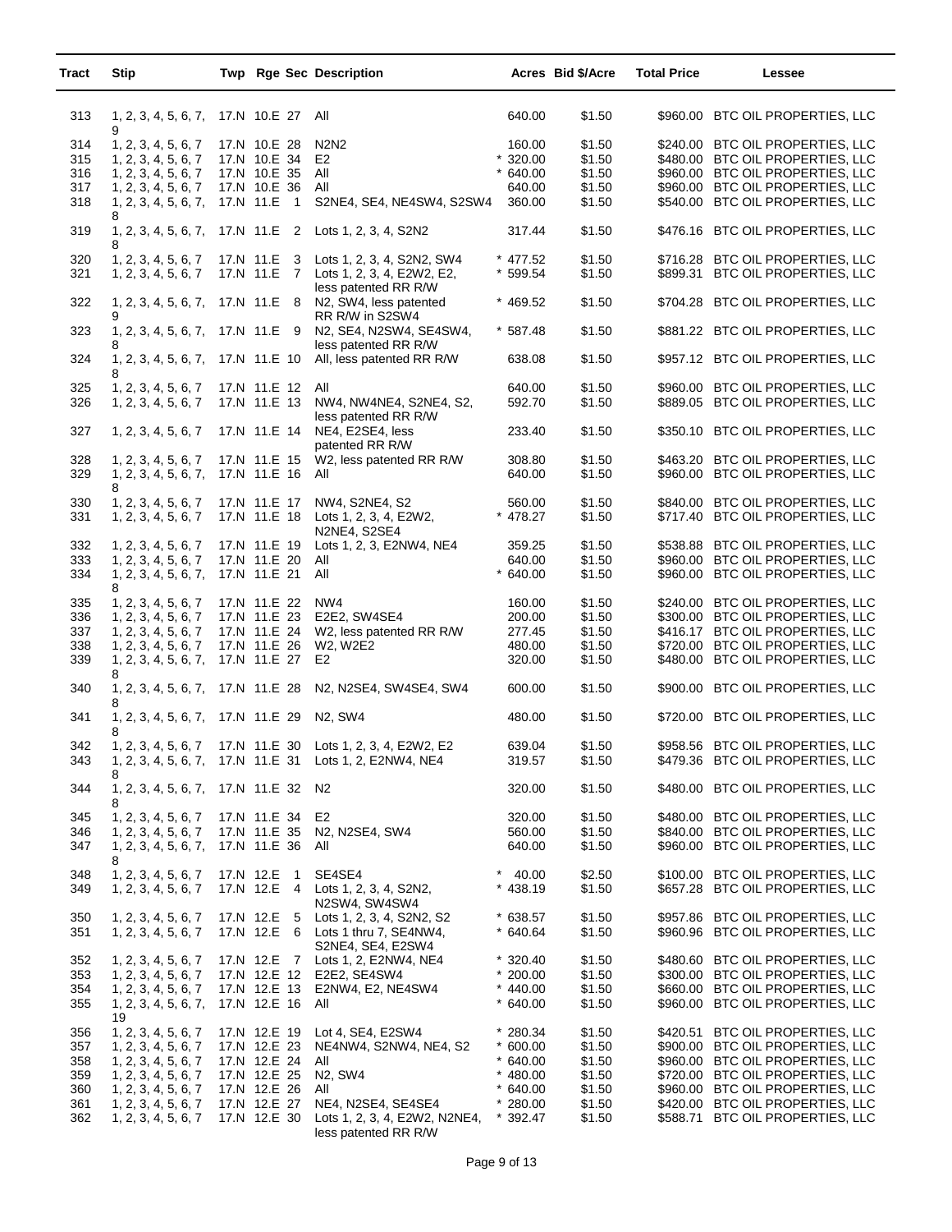| Tract | Stip | Twp | Rge | Sec | Description | Acres | Bid $/Acre | Total Price | Lessee |
|---|---|---|---|---|---|---|---|---|---|
| 313 | 1, 2, 3, 4, 5, 6, 7, 9 | 17.N | 10.E | 27 | All | 640.00 | $1.50 | $960.00 | BTC OIL PROPERTIES, LLC |
| 314 | 1, 2, 3, 4, 5, 6, 7 | 17.N | 10.E | 28 | N2N2 | 160.00 | $1.50 | $240.00 | BTC OIL PROPERTIES, LLC |
| 315 | 1, 2, 3, 4, 5, 6, 7 | 17.N | 10.E | 34 | E2 | * 320.00 | $1.50 | $480.00 | BTC OIL PROPERTIES, LLC |
| 316 | 1, 2, 3, 4, 5, 6, 7 | 17.N | 10.E | 35 | All | * 640.00 | $1.50 | $960.00 | BTC OIL PROPERTIES, LLC |
| 317 | 1, 2, 3, 4, 5, 6, 7 | 17.N | 10.E | 36 | All | 640.00 | $1.50 | $960.00 | BTC OIL PROPERTIES, LLC |
| 318 | 1, 2, 3, 4, 5, 6, 7, 8 | 17.N | 11.E | 1 | S2NE4, SE4, NE4SW4, S2SW4 | 360.00 | $1.50 | $540.00 | BTC OIL PROPERTIES, LLC |
| 319 | 1, 2, 3, 4, 5, 6, 7, 8 | 17.N | 11.E | 2 | Lots 1, 2, 3, 4, S2N2 | 317.44 | $1.50 | $476.16 | BTC OIL PROPERTIES, LLC |
| 320 | 1, 2, 3, 4, 5, 6, 7 | 17.N | 11.E | 3 | Lots 1, 2, 3, 4, S2N2, SW4 | * 477.52 | $1.50 | $716.28 | BTC OIL PROPERTIES, LLC |
| 321 | 1, 2, 3, 4, 5, 6, 7 | 17.N | 11.E | 7 | Lots 1, 2, 3, 4, E2W2, E2, less patented RR R/W | * 599.54 | $1.50 | $899.31 | BTC OIL PROPERTIES, LLC |
| 322 | 1, 2, 3, 4, 5, 6, 7, 9 | 17.N | 11.E | 8 | N2, SW4, less patented RR R/W in S2SW4 | * 469.52 | $1.50 | $704.28 | BTC OIL PROPERTIES, LLC |
| 323 | 1, 2, 3, 4, 5, 6, 7, 8 | 17.N | 11.E | 9 | N2, SE4, N2SW4, SE4SW4, less patented RR R/W | * 587.48 | $1.50 | $881.22 | BTC OIL PROPERTIES, LLC |
| 324 | 1, 2, 3, 4, 5, 6, 7, 8 | 17.N | 11.E | 10 | All, less patented RR R/W | 638.08 | $1.50 | $957.12 | BTC OIL PROPERTIES, LLC |
| 325 | 1, 2, 3, 4, 5, 6, 7 | 17.N | 11.E | 12 | All | 640.00 | $1.50 | $960.00 | BTC OIL PROPERTIES, LLC |
| 326 | 1, 2, 3, 4, 5, 6, 7 | 17.N | 11.E | 13 | NW4, NW4NE4, S2NE4, S2, less patented RR R/W | 592.70 | $1.50 | $889.05 | BTC OIL PROPERTIES, LLC |
| 327 | 1, 2, 3, 4, 5, 6, 7 | 17.N | 11.E | 14 | NE4, E2SE4, less patented RR R/W | 233.40 | $1.50 | $350.10 | BTC OIL PROPERTIES, LLC |
| 328 | 1, 2, 3, 4, 5, 6, 7 | 17.N | 11.E | 15 | W2, less patented RR R/W | 308.80 | $1.50 | $463.20 | BTC OIL PROPERTIES, LLC |
| 329 | 1, 2, 3, 4, 5, 6, 7, 8 | 17.N | 11.E | 16 | All | 640.00 | $1.50 | $960.00 | BTC OIL PROPERTIES, LLC |
| 330 | 1, 2, 3, 4, 5, 6, 7 | 17.N | 11.E | 17 | NW4, S2NE4, S2 | 560.00 | $1.50 | $840.00 | BTC OIL PROPERTIES, LLC |
| 331 | 1, 2, 3, 4, 5, 6, 7 | 17.N | 11.E | 18 | Lots 1, 2, 3, 4, E2W2, N2NE4, S2SE4 | * 478.27 | $1.50 | $717.40 | BTC OIL PROPERTIES, LLC |
| 332 | 1, 2, 3, 4, 5, 6, 7 | 17.N | 11.E | 19 | Lots 1, 2, 3, E2NW4, NE4 | 359.25 | $1.50 | $538.88 | BTC OIL PROPERTIES, LLC |
| 333 | 1, 2, 3, 4, 5, 6, 7 | 17.N | 11.E | 20 | All | 640.00 | $1.50 | $960.00 | BTC OIL PROPERTIES, LLC |
| 334 | 1, 2, 3, 4, 5, 6, 7, 8 | 17.N | 11.E | 21 | All | * 640.00 | $1.50 | $960.00 | BTC OIL PROPERTIES, LLC |
| 335 | 1, 2, 3, 4, 5, 6, 7 | 17.N | 11.E | 22 | NW4 | 160.00 | $1.50 | $240.00 | BTC OIL PROPERTIES, LLC |
| 336 | 1, 2, 3, 4, 5, 6, 7 | 17.N | 11.E | 23 | E2E2, SW4SE4 | 200.00 | $1.50 | $300.00 | BTC OIL PROPERTIES, LLC |
| 337 | 1, 2, 3, 4, 5, 6, 7 | 17.N | 11.E | 24 | W2, less patented RR R/W | 277.45 | $1.50 | $416.17 | BTC OIL PROPERTIES, LLC |
| 338 | 1, 2, 3, 4, 5, 6, 7 | 17.N | 11.E | 26 | W2, W2E2 | 480.00 | $1.50 | $720.00 | BTC OIL PROPERTIES, LLC |
| 339 | 1, 2, 3, 4, 5, 6, 7, 8 | 17.N | 11.E | 27 | E2 | 320.00 | $1.50 | $480.00 | BTC OIL PROPERTIES, LLC |
| 340 | 1, 2, 3, 4, 5, 6, 7, 8 | 17.N | 11.E | 28 | N2, N2SE4, SW4SE4, SW4 | 600.00 | $1.50 | $900.00 | BTC OIL PROPERTIES, LLC |
| 341 | 1, 2, 3, 4, 5, 6, 7, 8 | 17.N | 11.E | 29 | N2, SW4 | 480.00 | $1.50 | $720.00 | BTC OIL PROPERTIES, LLC |
| 342 | 1, 2, 3, 4, 5, 6, 7 | 17.N | 11.E | 30 | Lots 1, 2, 3, 4, E2W2, E2 | 639.04 | $1.50 | $958.56 | BTC OIL PROPERTIES, LLC |
| 343 | 1, 2, 3, 4, 5, 6, 7, 8 | 17.N | 11.E | 31 | Lots 1, 2, E2NW4, NE4 | 319.57 | $1.50 | $479.36 | BTC OIL PROPERTIES, LLC |
| 344 | 1, 2, 3, 4, 5, 6, 7, 8 | 17.N | 11.E | 32 | N2 | 320.00 | $1.50 | $480.00 | BTC OIL PROPERTIES, LLC |
| 345 | 1, 2, 3, 4, 5, 6, 7 | 17.N | 11.E | 34 | E2 | 320.00 | $1.50 | $480.00 | BTC OIL PROPERTIES, LLC |
| 346 | 1, 2, 3, 4, 5, 6, 7 | 17.N | 11.E | 35 | N2, N2SE4, SW4 | 560.00 | $1.50 | $840.00 | BTC OIL PROPERTIES, LLC |
| 347 | 1, 2, 3, 4, 5, 6, 7, 8 | 17.N | 11.E | 36 | All | 640.00 | $1.50 | $960.00 | BTC OIL PROPERTIES, LLC |
| 348 | 1, 2, 3, 4, 5, 6, 7 | 17.N | 12.E | 1 | SE4SE4 | * 40.00 | $2.50 | $100.00 | BTC OIL PROPERTIES, LLC |
| 349 | 1, 2, 3, 4, 5, 6, 7 | 17.N | 12.E | 4 | Lots 1, 2, 3, 4, S2N2, N2SW4, SW4SW4 | * 438.19 | $1.50 | $657.28 | BTC OIL PROPERTIES, LLC |
| 350 | 1, 2, 3, 4, 5, 6, 7 | 17.N | 12.E | 5 | Lots 1, 2, 3, 4, S2N2, S2 | * 638.57 | $1.50 | $957.86 | BTC OIL PROPERTIES, LLC |
| 351 | 1, 2, 3, 4, 5, 6, 7 | 17.N | 12.E | 6 | Lots 1 thru 7, SE4NW4, S2NE4, SE4, E2SW4 | * 640.64 | $1.50 | $960.96 | BTC OIL PROPERTIES, LLC |
| 352 | 1, 2, 3, 4, 5, 6, 7 | 17.N | 12.E | 7 | Lots 1, 2, E2NW4, NE4 | * 320.40 | $1.50 | $480.60 | BTC OIL PROPERTIES, LLC |
| 353 | 1, 2, 3, 4, 5, 6, 7 | 17.N | 12.E | 12 | E2E2, SE4SW4 | * 200.00 | $1.50 | $300.00 | BTC OIL PROPERTIES, LLC |
| 354 | 1, 2, 3, 4, 5, 6, 7 | 17.N | 12.E | 13 | E2NW4, E2, NE4SW4 | * 440.00 | $1.50 | $660.00 | BTC OIL PROPERTIES, LLC |
| 355 | 1, 2, 3, 4, 5, 6, 7, 19 | 17.N | 12.E | 16 | All | * 640.00 | $1.50 | $960.00 | BTC OIL PROPERTIES, LLC |
| 356 | 1, 2, 3, 4, 5, 6, 7 | 17.N | 12.E | 19 | Lot 4, SE4, E2SW4 | * 280.34 | $1.50 | $420.51 | BTC OIL PROPERTIES, LLC |
| 357 | 1, 2, 3, 4, 5, 6, 7 | 17.N | 12.E | 23 | NE4NW4, S2NW4, NE4, S2 | * 600.00 | $1.50 | $900.00 | BTC OIL PROPERTIES, LLC |
| 358 | 1, 2, 3, 4, 5, 6, 7 | 17.N | 12.E | 24 | All | * 640.00 | $1.50 | $960.00 | BTC OIL PROPERTIES, LLC |
| 359 | 1, 2, 3, 4, 5, 6, 7 | 17.N | 12.E | 25 | N2, SW4 | * 480.00 | $1.50 | $720.00 | BTC OIL PROPERTIES, LLC |
| 360 | 1, 2, 3, 4, 5, 6, 7 | 17.N | 12.E | 26 | All | * 640.00 | $1.50 | $960.00 | BTC OIL PROPERTIES, LLC |
| 361 | 1, 2, 3, 4, 5, 6, 7 | 17.N | 12.E | 27 | NE4, N2SE4, SE4SE4 | * 280.00 | $1.50 | $420.00 | BTC OIL PROPERTIES, LLC |
| 362 | 1, 2, 3, 4, 5, 6, 7 | 17.N | 12.E | 30 | Lots 1, 2, 3, 4, E2W2, N2NE4, less patented RR R/W | * 392.47 | $1.50 | $588.71 | BTC OIL PROPERTIES, LLC |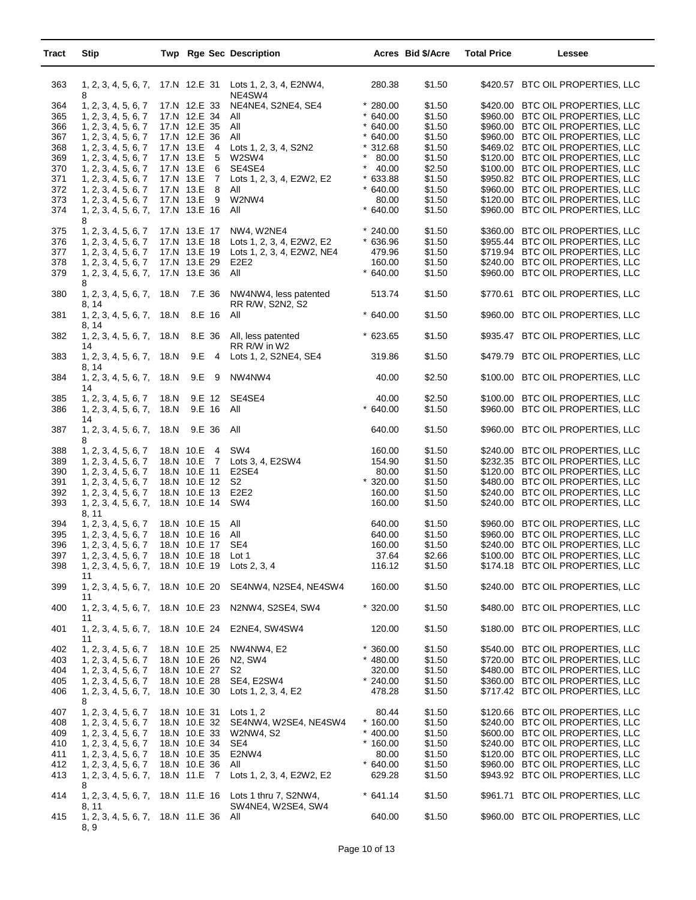| Tract | Stip | Twp | Rge | Sec | Description | Acres | Bid $/Acre | Total Price | Lessee |
|---|---|---|---|---|---|---|---|---|---|
| 363 | 1, 2, 3, 4, 5, 6, 7, 8 | 17.N | 12.E | 31 | Lots 1, 2, 3, 4, E2NW4, NE4SW4 | 280.38 | $1.50 | $420.57 | BTC OIL PROPERTIES, LLC |
| 364 | 1, 2, 3, 4, 5, 6, 7 | 17.N | 12.E | 33 | NE4NE4, S2NE4, SE4 | * 280.00 | $1.50 | $420.00 | BTC OIL PROPERTIES, LLC |
| 365 | 1, 2, 3, 4, 5, 6, 7 | 17.N | 12.E | 34 | All | * 640.00 | $1.50 | $960.00 | BTC OIL PROPERTIES, LLC |
| 366 | 1, 2, 3, 4, 5, 6, 7 | 17.N | 12.E | 35 | All | * 640.00 | $1.50 | $960.00 | BTC OIL PROPERTIES, LLC |
| 367 | 1, 2, 3, 4, 5, 6, 7 | 17.N | 12.E | 36 | All | * 640.00 | $1.50 | $960.00 | BTC OIL PROPERTIES, LLC |
| 368 | 1, 2, 3, 4, 5, 6, 7 | 17.N | 13.E | 4 | Lots 1, 2, 3, 4, S2N2 | * 312.68 | $1.50 | $469.02 | BTC OIL PROPERTIES, LLC |
| 369 | 1, 2, 3, 4, 5, 6, 7 | 17.N | 13.E | 5 | W2SW4 | * 80.00 | $1.50 | $120.00 | BTC OIL PROPERTIES, LLC |
| 370 | 1, 2, 3, 4, 5, 6, 7 | 17.N | 13.E | 6 | SE4SE4 | * 40.00 | $2.50 | $100.00 | BTC OIL PROPERTIES, LLC |
| 371 | 1, 2, 3, 4, 5, 6, 7 | 17.N | 13.E | 7 | Lots 1, 2, 3, 4, E2W2, E2 | * 633.88 | $1.50 | $950.82 | BTC OIL PROPERTIES, LLC |
| 372 | 1, 2, 3, 4, 5, 6, 7 | 17.N | 13.E | 8 | All | * 640.00 | $1.50 | $960.00 | BTC OIL PROPERTIES, LLC |
| 373 | 1, 2, 3, 4, 5, 6, 7 | 17.N | 13.E | 9 | W2NW4 | 80.00 | $1.50 | $120.00 | BTC OIL PROPERTIES, LLC |
| 374 | 1, 2, 3, 4, 5, 6, 7, 8 | 17.N | 13.E | 16 | All | * 640.00 | $1.50 | $960.00 | BTC OIL PROPERTIES, LLC |
| 375 | 1, 2, 3, 4, 5, 6, 7 | 17.N | 13.E | 17 | NW4, W2NE4 | * 240.00 | $1.50 | $360.00 | BTC OIL PROPERTIES, LLC |
| 376 | 1, 2, 3, 4, 5, 6, 7 | 17.N | 13.E | 18 | Lots 1, 2, 3, 4, E2W2, E2 | * 636.96 | $1.50 | $955.44 | BTC OIL PROPERTIES, LLC |
| 377 | 1, 2, 3, 4, 5, 6, 7 | 17.N | 13.E | 19 | Lots 1, 2, 3, 4, E2W2, NE4 | 479.96 | $1.50 | $719.94 | BTC OIL PROPERTIES, LLC |
| 378 | 1, 2, 3, 4, 5, 6, 7 | 17.N | 13.E | 29 | E2E2 | 160.00 | $1.50 | $240.00 | BTC OIL PROPERTIES, LLC |
| 379 | 1, 2, 3, 4, 5, 6, 7, 8 | 17.N | 13.E | 36 | All | * 640.00 | $1.50 | $960.00 | BTC OIL PROPERTIES, LLC |
| 380 | 1, 2, 3, 4, 5, 6, 7, 8, 14 | 18.N | 7.E | 36 | NW4NW4, less patented RR R/W, S2N2, S2 | 513.74 | $1.50 | $770.61 | BTC OIL PROPERTIES, LLC |
| 381 | 1, 2, 3, 4, 5, 6, 7, 8, 14 | 18.N | 8.E | 16 | All | * 640.00 | $1.50 | $960.00 | BTC OIL PROPERTIES, LLC |
| 382 | 1, 2, 3, 4, 5, 6, 7, 14 | 18.N | 8.E | 36 | All, less patented RR R/W in W2 | * 623.65 | $1.50 | $935.47 | BTC OIL PROPERTIES, LLC |
| 383 | 1, 2, 3, 4, 5, 6, 7, 8, 14 | 18.N | 9.E | 4 | Lots 1, 2, S2NE4, SE4 | 319.86 | $1.50 | $479.79 | BTC OIL PROPERTIES, LLC |
| 384 | 1, 2, 3, 4, 5, 6, 7, 14 | 18.N | 9.E | 9 | NW4NW4 | 40.00 | $2.50 | $100.00 | BTC OIL PROPERTIES, LLC |
| 385 | 1, 2, 3, 4, 5, 6, 7 | 18.N | 9.E | 12 | SE4SE4 | 40.00 | $2.50 | $100.00 | BTC OIL PROPERTIES, LLC |
| 386 | 1, 2, 3, 4, 5, 6, 7, 14 | 18.N | 9.E | 16 | All | * 640.00 | $1.50 | $960.00 | BTC OIL PROPERTIES, LLC |
| 387 | 1, 2, 3, 4, 5, 6, 7, 8 | 18.N | 9.E | 36 | All | 640.00 | $1.50 | $960.00 | BTC OIL PROPERTIES, LLC |
| 388 | 1, 2, 3, 4, 5, 6, 7 | 18.N | 10.E | 4 | SW4 | 160.00 | $1.50 | $240.00 | BTC OIL PROPERTIES, LLC |
| 389 | 1, 2, 3, 4, 5, 6, 7 | 18.N | 10.E | 7 | Lots 3, 4, E2SW4 | 154.90 | $1.50 | $232.35 | BTC OIL PROPERTIES, LLC |
| 390 | 1, 2, 3, 4, 5, 6, 7 | 18.N | 10.E | 11 | E2SE4 | 80.00 | $1.50 | $120.00 | BTC OIL PROPERTIES, LLC |
| 391 | 1, 2, 3, 4, 5, 6, 7 | 18.N | 10.E | 12 | S2 | * 320.00 | $1.50 | $480.00 | BTC OIL PROPERTIES, LLC |
| 392 | 1, 2, 3, 4, 5, 6, 7 | 18.N | 10.E | 13 | E2E2 | 160.00 | $1.50 | $240.00 | BTC OIL PROPERTIES, LLC |
| 393 | 1, 2, 3, 4, 5, 6, 7, 8, 11 | 18.N | 10.E | 14 | SW4 | 160.00 | $1.50 | $240.00 | BTC OIL PROPERTIES, LLC |
| 394 | 1, 2, 3, 4, 5, 6, 7 | 18.N | 10.E | 15 | All | 640.00 | $1.50 | $960.00 | BTC OIL PROPERTIES, LLC |
| 395 | 1, 2, 3, 4, 5, 6, 7 | 18.N | 10.E | 16 | All | 640.00 | $1.50 | $960.00 | BTC OIL PROPERTIES, LLC |
| 396 | 1, 2, 3, 4, 5, 6, 7 | 18.N | 10.E | 17 | SE4 | 160.00 | $1.50 | $240.00 | BTC OIL PROPERTIES, LLC |
| 397 | 1, 2, 3, 4, 5, 6, 7 | 18.N | 10.E | 18 | Lot 1 | 37.64 | $2.66 | $100.00 | BTC OIL PROPERTIES, LLC |
| 398 | 1, 2, 3, 4, 5, 6, 7, 11 | 18.N | 10.E | 19 | Lots 2, 3, 4 | 116.12 | $1.50 | $174.18 | BTC OIL PROPERTIES, LLC |
| 399 | 1, 2, 3, 4, 5, 6, 7, 11 | 18.N | 10.E | 20 | SE4NW4, N2SE4, NE4SW4 | 160.00 | $1.50 | $240.00 | BTC OIL PROPERTIES, LLC |
| 400 | 1, 2, 3, 4, 5, 6, 7, 11 | 18.N | 10.E | 23 | N2NW4, S2SE4, SW4 | * 320.00 | $1.50 | $480.00 | BTC OIL PROPERTIES, LLC |
| 401 | 1, 2, 3, 4, 5, 6, 7, 11 | 18.N | 10.E | 24 | E2NE4, SW4SW4 | 120.00 | $1.50 | $180.00 | BTC OIL PROPERTIES, LLC |
| 402 | 1, 2, 3, 4, 5, 6, 7 | 18.N | 10.E | 25 | NW4NW4, E2 | * 360.00 | $1.50 | $540.00 | BTC OIL PROPERTIES, LLC |
| 403 | 1, 2, 3, 4, 5, 6, 7 | 18.N | 10.E | 26 | N2, SW4 | * 480.00 | $1.50 | $720.00 | BTC OIL PROPERTIES, LLC |
| 404 | 1, 2, 3, 4, 5, 6, 7 | 18.N | 10.E | 27 | S2 | 320.00 | $1.50 | $480.00 | BTC OIL PROPERTIES, LLC |
| 405 | 1, 2, 3, 4, 5, 6, 7 | 18.N | 10.E | 28 | SE4, E2SW4 | * 240.00 | $1.50 | $360.00 | BTC OIL PROPERTIES, LLC |
| 406 | 1, 2, 3, 4, 5, 6, 7, 8 | 18.N | 10.E | 30 | Lots 1, 2, 3, 4, E2 | 478.28 | $1.50 | $717.42 | BTC OIL PROPERTIES, LLC |
| 407 | 1, 2, 3, 4, 5, 6, 7 | 18.N | 10.E | 31 | Lots 1, 2 | 80.44 | $1.50 | $120.66 | BTC OIL PROPERTIES, LLC |
| 408 | 1, 2, 3, 4, 5, 6, 7 | 18.N | 10.E | 32 | SE4NW4, W2SE4, NE4SW4 | * 160.00 | $1.50 | $240.00 | BTC OIL PROPERTIES, LLC |
| 409 | 1, 2, 3, 4, 5, 6, 7 | 18.N | 10.E | 33 | W2NW4, S2 | * 400.00 | $1.50 | $600.00 | BTC OIL PROPERTIES, LLC |
| 410 | 1, 2, 3, 4, 5, 6, 7 | 18.N | 10.E | 34 | SE4 | * 160.00 | $1.50 | $240.00 | BTC OIL PROPERTIES, LLC |
| 411 | 1, 2, 3, 4, 5, 6, 7 | 18.N | 10.E | 35 | E2NW4 | 80.00 | $1.50 | $120.00 | BTC OIL PROPERTIES, LLC |
| 412 | 1, 2, 3, 4, 5, 6, 7 | 18.N | 10.E | 36 | All | * 640.00 | $1.50 | $960.00 | BTC OIL PROPERTIES, LLC |
| 413 | 1, 2, 3, 4, 5, 6, 7, 8 | 18.N | 11.E | 7 | Lots 1, 2, 3, 4, E2W2, E2 | 629.28 | $1.50 | $943.92 | BTC OIL PROPERTIES, LLC |
| 414 | 1, 2, 3, 4, 5, 6, 7, 8, 11 | 18.N | 11.E | 16 | Lots 1 thru 7, S2NW4, SW4NE4, W2SE4, SW4 | * 641.14 | $1.50 | $961.71 | BTC OIL PROPERTIES, LLC |
| 415 | 1, 2, 3, 4, 5, 6, 7, 8, 9 | 18.N | 11.E | 36 | All | 640.00 | $1.50 | $960.00 | BTC OIL PROPERTIES, LLC |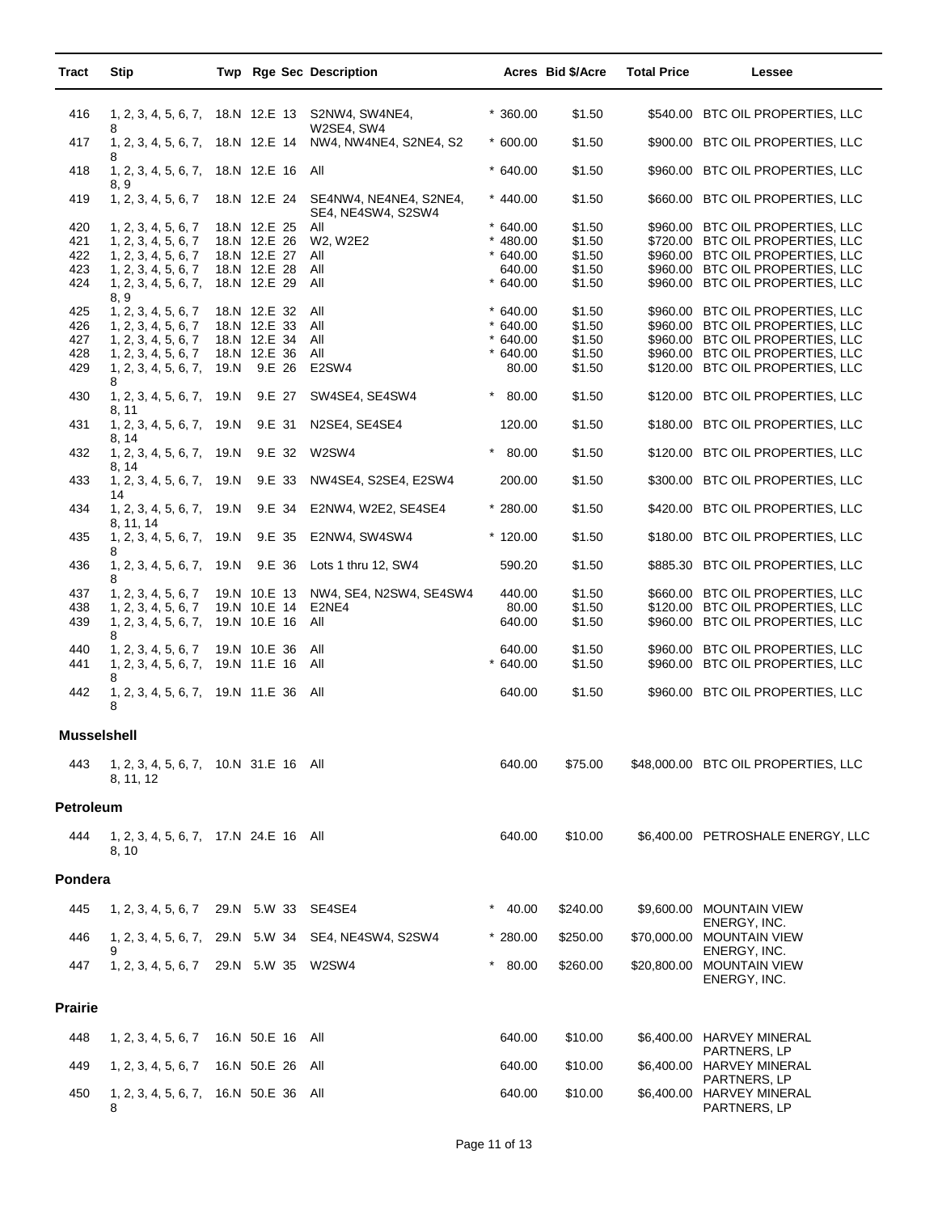| Tract | Stip | Twp | Rge | Sec | Description | Acres | Bid $/Acre | Total Price | Lessee |
|---|---|---|---|---|---|---|---|---|---|
| 416 | 1, 2, 3, 4, 5, 6, 7, 8 | 18.N | 12.E | 13 | S2NW4, SW4NE4, W2SE4, SW4 | * 360.00 | $1.50 | $540.00 | BTC OIL PROPERTIES, LLC |
| 417 | 1, 2, 3, 4, 5, 6, 7, 8 | 18.N | 12.E | 14 | NW4, NW4NE4, S2NE4, S2 | * 600.00 | $1.50 | $900.00 | BTC OIL PROPERTIES, LLC |
| 418 | 1, 2, 3, 4, 5, 6, 7, 8, 9 | 18.N | 12.E | 16 | All | * 640.00 | $1.50 | $960.00 | BTC OIL PROPERTIES, LLC |
| 419 | 1, 2, 3, 4, 5, 6, 7 | 18.N | 12.E | 24 | SE4NW4, NE4NE4, S2NE4, SE4, NE4SW4, S2SW4 | * 440.00 | $1.50 | $660.00 | BTC OIL PROPERTIES, LLC |
| 420 | 1, 2, 3, 4, 5, 6, 7 | 18.N | 12.E | 25 | All | * 640.00 | $1.50 | $960.00 | BTC OIL PROPERTIES, LLC |
| 421 | 1, 2, 3, 4, 5, 6, 7 | 18.N | 12.E | 26 | W2, W2E2 | * 480.00 | $1.50 | $720.00 | BTC OIL PROPERTIES, LLC |
| 422 | 1, 2, 3, 4, 5, 6, 7 | 18.N | 12.E | 27 | All | * 640.00 | $1.50 | $960.00 | BTC OIL PROPERTIES, LLC |
| 423 | 1, 2, 3, 4, 5, 6, 7 | 18.N | 12.E | 28 | All | 640.00 | $1.50 | $960.00 | BTC OIL PROPERTIES, LLC |
| 424 | 1, 2, 3, 4, 5, 6, 7, 8, 9 | 18.N | 12.E | 29 | All | * 640.00 | $1.50 | $960.00 | BTC OIL PROPERTIES, LLC |
| 425 | 1, 2, 3, 4, 5, 6, 7 | 18.N | 12.E | 32 | All | * 640.00 | $1.50 | $960.00 | BTC OIL PROPERTIES, LLC |
| 426 | 1, 2, 3, 4, 5, 6, 7 | 18.N | 12.E | 33 | All | * 640.00 | $1.50 | $960.00 | BTC OIL PROPERTIES, LLC |
| 427 | 1, 2, 3, 4, 5, 6, 7 | 18.N | 12.E | 34 | All | * 640.00 | $1.50 | $960.00 | BTC OIL PROPERTIES, LLC |
| 428 | 1, 2, 3, 4, 5, 6, 7 | 18.N | 12.E | 36 | All | * 640.00 | $1.50 | $960.00 | BTC OIL PROPERTIES, LLC |
| 429 | 1, 2, 3, 4, 5, 6, 7, 8 | 19.N | 9.E | 26 | E2SW4 | 80.00 | $1.50 | $120.00 | BTC OIL PROPERTIES, LLC |
| 430 | 1, 2, 3, 4, 5, 6, 7, 8, 11 | 19.N | 9.E | 27 | SW4SE4, SE4SW4 | * 80.00 | $1.50 | $120.00 | BTC OIL PROPERTIES, LLC |
| 431 | 1, 2, 3, 4, 5, 6, 7, 8, 14 | 19.N | 9.E | 31 | N2SE4, SE4SE4 | 120.00 | $1.50 | $180.00 | BTC OIL PROPERTIES, LLC |
| 432 | 1, 2, 3, 4, 5, 6, 7, 8, 14 | 19.N | 9.E | 32 | W2SW4 | * 80.00 | $1.50 | $120.00 | BTC OIL PROPERTIES, LLC |
| 433 | 1, 2, 3, 4, 5, 6, 7, 14 | 19.N | 9.E | 33 | NW4SE4, S2SE4, E2SW4 | 200.00 | $1.50 | $300.00 | BTC OIL PROPERTIES, LLC |
| 434 | 1, 2, 3, 4, 5, 6, 7, 8, 11, 14 | 19.N | 9.E | 34 | E2NW4, W2E2, SE4SE4 | * 280.00 | $1.50 | $420.00 | BTC OIL PROPERTIES, LLC |
| 435 | 1, 2, 3, 4, 5, 6, 7, 8 | 19.N | 9.E | 35 | E2NW4, SW4SW4 | * 120.00 | $1.50 | $180.00 | BTC OIL PROPERTIES, LLC |
| 436 | 1, 2, 3, 4, 5, 6, 7, 8 | 19.N | 9.E | 36 | Lots 1 thru 12, SW4 | 590.20 | $1.50 | $885.30 | BTC OIL PROPERTIES, LLC |
| 437 | 1, 2, 3, 4, 5, 6, 7 | 19.N | 10.E | 13 | NW4, SE4, N2SW4, SE4SW4 | 440.00 | $1.50 | $660.00 | BTC OIL PROPERTIES, LLC |
| 438 | 1, 2, 3, 4, 5, 6, 7 | 19.N | 10.E | 14 | E2NE4 | 80.00 | $1.50 | $120.00 | BTC OIL PROPERTIES, LLC |
| 439 | 1, 2, 3, 4, 5, 6, 7, 8 | 19.N | 10.E | 16 | All | 640.00 | $1.50 | $960.00 | BTC OIL PROPERTIES, LLC |
| 440 | 1, 2, 3, 4, 5, 6, 7 | 19.N | 10.E | 36 | All | 640.00 | $1.50 | $960.00 | BTC OIL PROPERTIES, LLC |
| 441 | 1, 2, 3, 4, 5, 6, 7, 8 | 19.N | 11.E | 16 | All | * 640.00 | $1.50 | $960.00 | BTC OIL PROPERTIES, LLC |
| 442 | 1, 2, 3, 4, 5, 6, 7, 8 | 19.N | 11.E | 36 | All | 640.00 | $1.50 | $960.00 | BTC OIL PROPERTIES, LLC |

**Musselshell**

| Tract | Stip | Twp | Rge | Sec | Description | Acres | Bid $/Acre | Total Price | Lessee |
|---|---|---|---|---|---|---|---|---|---|
| 443 | 1, 2, 3, 4, 5, 6, 7, 8, 11, 12 | 10.N | 31.E | 16 | All | 640.00 | $75.00 | $48,000.00 | BTC OIL PROPERTIES, LLC |

**Petroleum**

| Tract | Stip | Twp | Rge | Sec | Description | Acres | Bid $/Acre | Total Price | Lessee |
|---|---|---|---|---|---|---|---|---|---|
| 444 | 1, 2, 3, 4, 5, 6, 7, 8, 10 | 17.N | 24.E | 16 | All | 640.00 | $10.00 | $6,400.00 | PETROSHALE ENERGY, LLC |

**Pondera**

| Tract | Stip | Twp | Rge | Sec | Description | Acres | Bid $/Acre | Total Price | Lessee |
|---|---|---|---|---|---|---|---|---|---|
| 445 | 1, 2, 3, 4, 5, 6, 7 | 29.N | 5.W | 33 | SE4SE4 | * 40.00 | $240.00 | $9,600.00 | MOUNTAIN VIEW ENERGY, INC. |
| 446 | 1, 2, 3, 4, 5, 6, 7, 9 | 29.N | 5.W | 34 | SE4, NE4SW4, S2SW4 | * 280.00 | $250.00 | $70,000.00 | MOUNTAIN VIEW ENERGY, INC. |
| 447 | 1, 2, 3, 4, 5, 6, 7 | 29.N | 5.W | 35 | W2SW4 | * 80.00 | $260.00 | $20,800.00 | MOUNTAIN VIEW ENERGY, INC. |

**Prairie**

| Tract | Stip | Twp | Rge | Sec | Description | Acres | Bid $/Acre | Total Price | Lessee |
|---|---|---|---|---|---|---|---|---|---|
| 448 | 1, 2, 3, 4, 5, 6, 7 | 16.N | 50.E | 16 | All | 640.00 | $10.00 | $6,400.00 | HARVEY MINERAL PARTNERS, LP |
| 449 | 1, 2, 3, 4, 5, 6, 7 | 16.N | 50.E | 26 | All | 640.00 | $10.00 | $6,400.00 | HARVEY MINERAL PARTNERS, LP |
| 450 | 1, 2, 3, 4, 5, 6, 7, 8 | 16.N | 50.E | 36 | All | 640.00 | $10.00 | $6,400.00 | HARVEY MINERAL PARTNERS, LP |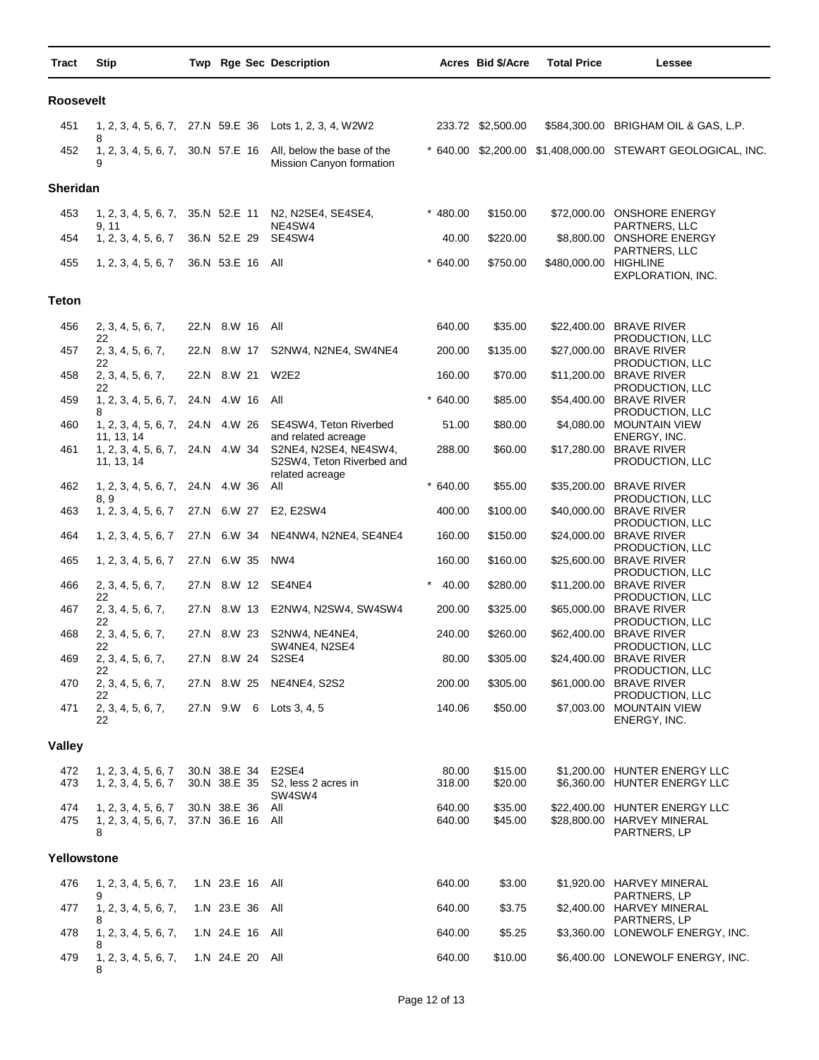| Tract | Stip | Twp | Rge | Sec | Description | Acres | Bid $/Acre | Total Price | Lessee |
|---|---|---|---|---|---|---|---|---|---|
| **Roosevelt** | | | | | | | | | |
| 451 | 1, 2, 3, 4, 5, 6, 7, 8 | 27.N | 59.E | 36 | Lots 1, 2, 3, 4, W2W2 | 233.72 | $2,500.00 | $584,300.00 | BRIGHAM OIL & GAS, L.P. |
| 452 | 1, 2, 3, 4, 5, 6, 7, 9 | 30.N | 57.E | 16 | All, below the base of the Mission Canyon formation | * 640.00 | $2,200.00 | $1,408,000.00 | STEWART GEOLOGICAL, INC. |
| **Sheridan** | | | | | | | | | |
| 453 | 1, 2, 3, 4, 5, 6, 7, 9, 11 | 35.N | 52.E | 11 | N2, N2SE4, SE4SE4, NE4SW4 | * 480.00 | $150.00 | $72,000.00 | ONSHORE ENERGY PARTNERS, LLC |
| 454 | 1, 2, 3, 4, 5, 6, 7 | 36.N | 52.E | 29 | SE4SW4 | 40.00 | $220.00 | $8,800.00 | ONSHORE ENERGY PARTNERS, LLC |
| 455 | 1, 2, 3, 4, 5, 6, 7 | 36.N | 53.E | 16 | All | * 640.00 | $750.00 | $480,000.00 | HIGHLINE EXPLORATION, INC. |
| **Teton** | | | | | | | | | |
| 456 | 2, 3, 4, 5, 6, 7, 22 | 22.N | 8.W | 16 | All | 640.00 | $35.00 | $22,400.00 | BRAVE RIVER PRODUCTION, LLC |
| 457 | 2, 3, 4, 5, 6, 7, 22 | 22.N | 8.W | 17 | S2NW4, N2NE4, SW4NE4 | 200.00 | $135.00 | $27,000.00 | BRAVE RIVER PRODUCTION, LLC |
| 458 | 2, 3, 4, 5, 6, 7, 22 | 22.N | 8.W | 21 | W2E2 | 160.00 | $70.00 | $11,200.00 | BRAVE RIVER PRODUCTION, LLC |
| 459 | 1, 2, 3, 4, 5, 6, 7, 8 | 24.N | 4.W | 16 | All | * 640.00 | $85.00 | $54,400.00 | BRAVE RIVER PRODUCTION, LLC |
| 460 | 1, 2, 3, 4, 5, 6, 7, 11, 13, 14 | 24.N | 4.W | 26 | SE4SW4, Teton Riverbed and related acreage | 51.00 | $80.00 | $4,080.00 | MOUNTAIN VIEW ENERGY, INC. |
| 461 | 1, 2, 3, 4, 5, 6, 7, 11, 13, 14 | 24.N | 4.W | 34 | S2NE4, N2SE4, NE4SW4, S2SW4, Teton Riverbed and related acreage | 288.00 | $60.00 | $17,280.00 | BRAVE RIVER PRODUCTION, LLC |
| 462 | 1, 2, 3, 4, 5, 6, 7, 8, 9 | 24.N | 4.W | 36 | All | * 640.00 | $55.00 | $35,200.00 | BRAVE RIVER PRODUCTION, LLC |
| 463 | 1, 2, 3, 4, 5, 6, 7 | 27.N | 6.W | 27 | E2, E2SW4 | 400.00 | $100.00 | $40,000.00 | BRAVE RIVER PRODUCTION, LLC |
| 464 | 1, 2, 3, 4, 5, 6, 7 | 27.N | 6.W | 34 | NE4NW4, N2NE4, SE4NE4 | 160.00 | $150.00 | $24,000.00 | BRAVE RIVER PRODUCTION, LLC |
| 465 | 1, 2, 3, 4, 5, 6, 7 | 27.N | 6.W | 35 | NW4 | 160.00 | $160.00 | $25,600.00 | BRAVE RIVER PRODUCTION, LLC |
| 466 | 2, 3, 4, 5, 6, 7, 22 | 27.N | 8.W | 12 | SE4NE4 | * 40.00 | $280.00 | $11,200.00 | BRAVE RIVER PRODUCTION, LLC |
| 467 | 2, 3, 4, 5, 6, 7, 22 | 27.N | 8.W | 13 | E2NW4, N2SW4, SW4SW4 | 200.00 | $325.00 | $65,000.00 | BRAVE RIVER PRODUCTION, LLC |
| 468 | 2, 3, 4, 5, 6, 7, 22 | 27.N | 8.W | 23 | S2NW4, NE4NE4, SW4NE4, N2SE4 | 240.00 | $260.00 | $62,400.00 | BRAVE RIVER PRODUCTION, LLC |
| 469 | 2, 3, 4, 5, 6, 7, 22 | 27.N | 8.W | 24 | S2SE4 | 80.00 | $305.00 | $24,400.00 | BRAVE RIVER PRODUCTION, LLC |
| 470 | 2, 3, 4, 5, 6, 7, 22 | 27.N | 8.W | 25 | NE4NE4, S2S2 | 200.00 | $305.00 | $61,000.00 | BRAVE RIVER PRODUCTION, LLC |
| 471 | 2, 3, 4, 5, 6, 7, 22 | 27.N | 9.W | 6 | Lots 3, 4, 5 | 140.06 | $50.00 | $7,003.00 | MOUNTAIN VIEW ENERGY, INC. |
| **Valley** | | | | | | | | | |
| 472 | 1, 2, 3, 4, 5, 6, 7 | 30.N | 38.E | 34 | E2SE4 | 80.00 | $15.00 | $1,200.00 | HUNTER ENERGY LLC |
| 473 | 1, 2, 3, 4, 5, 6, 7 | 30.N | 38.E | 35 | S2, less 2 acres in SW4SW4 | 318.00 | $20.00 | $6,360.00 | HUNTER ENERGY LLC |
| 474 | 1, 2, 3, 4, 5, 6, 7 | 30.N | 38.E | 36 | All | 640.00 | $35.00 | $22,400.00 | HUNTER ENERGY LLC |
| 475 | 1, 2, 3, 4, 5, 6, 7, 8 | 37.N | 36.E | 16 | All | 640.00 | $45.00 | $28,800.00 | HARVEY MINERAL PARTNERS, LP |
| **Yellowstone** | | | | | | | | | |
| 476 | 1, 2, 3, 4, 5, 6, 7, 9 | 1.N | 23.E | 16 | All | 640.00 | $3.00 | $1,920.00 | HARVEY MINERAL PARTNERS, LP |
| 477 | 1, 2, 3, 4, 5, 6, 7, 8 | 1.N | 23.E | 36 | All | 640.00 | $3.75 | $2,400.00 | HARVEY MINERAL PARTNERS, LP |
| 478 | 1, 2, 3, 4, 5, 6, 7, 8 | 1.N | 24.E | 16 | All | 640.00 | $5.25 | $3,360.00 | LONEWOLF ENERGY, INC. |
| 479 | 1, 2, 3, 4, 5, 6, 7, 8 | 1.N | 24.E | 20 | All | 640.00 | $10.00 | $6,400.00 | LONEWOLF ENERGY, INC. |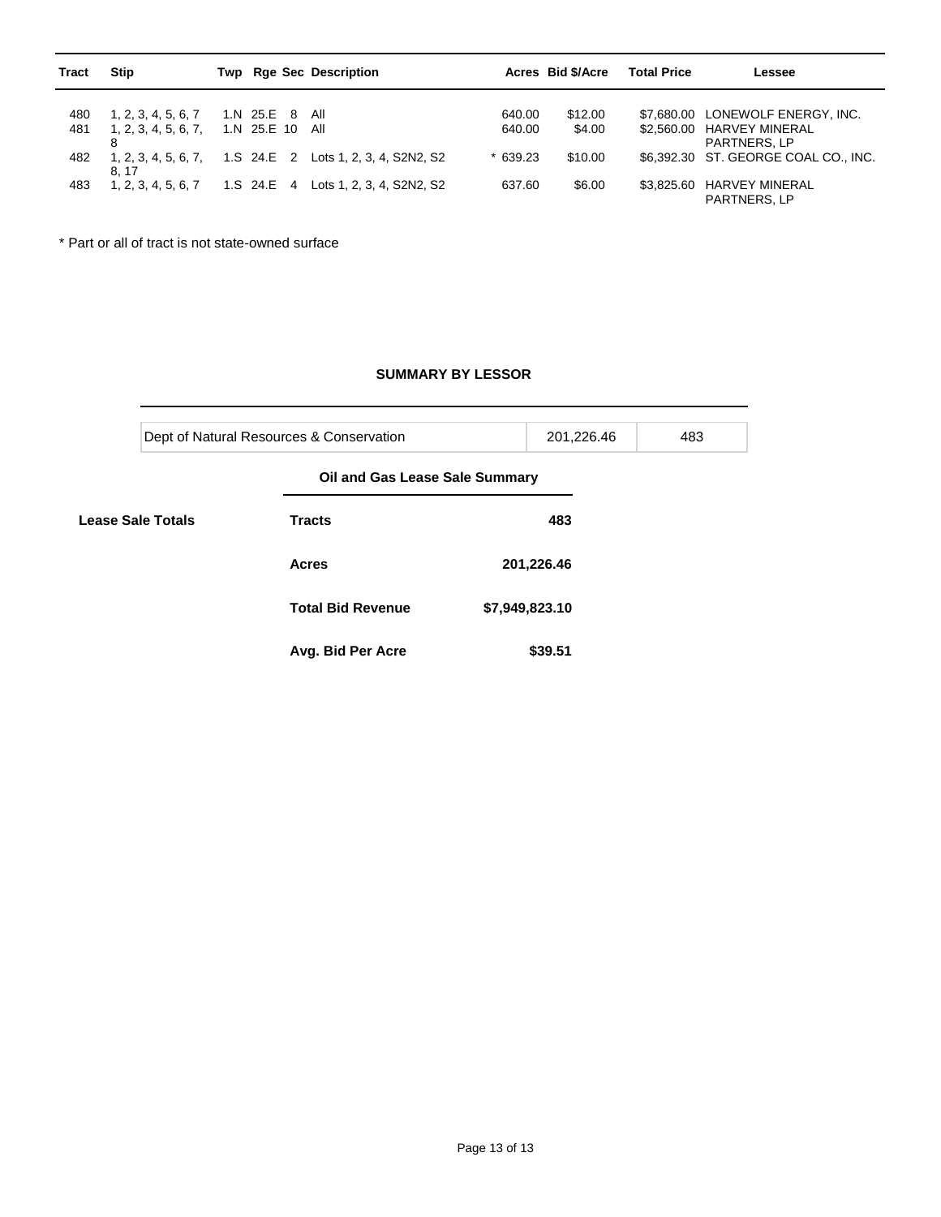| Tract | Stip | Twp | Rge | Sec | Description | Acres | Bid $/Acre | Total Price | Lessee |
|---|---|---|---|---|---|---|---|---|---|
| 480 | 1, 2, 3, 4, 5, 6, 7 | 1.N | 25.E | 8 | All | 640.00 | $12.00 | $7,680.00 | LONEWOLF ENERGY, INC. |
| 481 | 1, 2, 3, 4, 5, 6, 7, 8 | 1.N | 25.E | 10 | All | 640.00 | $4.00 | $2,560.00 | HARVEY MINERAL PARTNERS, LP |
| 482 | 1, 2, 3, 4, 5, 6, 7, 8, 17 | 1.S | 24.E | 2 | Lots 1, 2, 3, 4, S2N2, S2 | * 639.23 | $10.00 | $6,392.30 | ST. GEORGE COAL CO., INC. |
| 483 | 1, 2, 3, 4, 5, 6, 7 | 1.S | 24.E | 4 | Lots 1, 2, 3, 4, S2N2, S2 | 637.60 | $6.00 | $3,825.60 | HARVEY MINERAL PARTNERS, LP |

\* Part or all of tract is not state-owned surface

**SUMMARY BY LESSOR**

| | | |
|---|---|---|
| Dept of Natural Resources & Conservation | 201,226.46 | 483 |

**Oil and Gas Lease Sale Summary**

| Lease Sale Totals | | |
|---|---|---|
| | **Tracts** | **483** |
| | **Acres** | **201,226.46** |
| | **Total Bid Revenue** | **$7,949,823.10** |
| | **Avg. Bid Per Acre** | **$39.51** |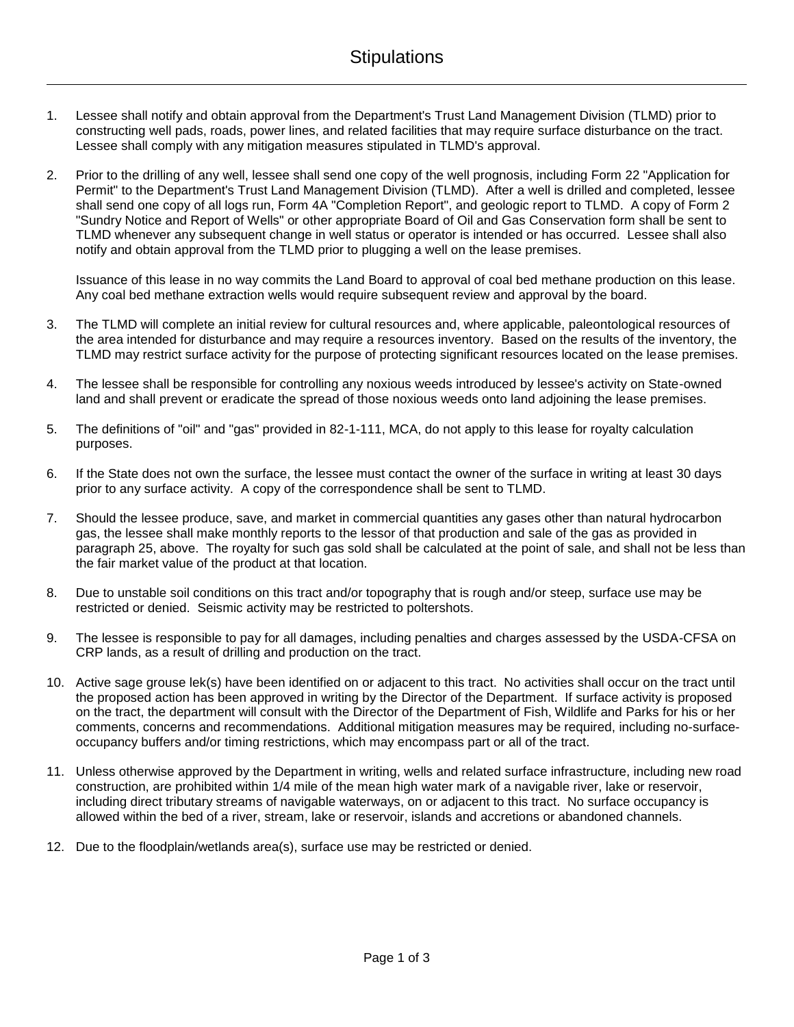# Stipulations

1. Lessee shall notify and obtain approval from the Department's Trust Land Management Division (TLMD) prior to constructing well pads, roads, power lines, and related facilities that may require surface disturbance on the tract. Lessee shall comply with any mitigation measures stipulated in TLMD's approval.

2. Prior to the drilling of any well, lessee shall send one copy of the well prognosis, including Form 22 "Application for Permit" to the Department's Trust Land Management Division (TLMD). After a well is drilled and completed, lessee shall send one copy of all logs run, Form 4A "Completion Report", and geologic report to TLMD. A copy of Form 2 "Sundry Notice and Report of Wells" or other appropriate Board of Oil and Gas Conservation form shall be sent to TLMD whenever any subsequent change in well status or operator is intended or has occurred. Lessee shall also notify and obtain approval from the TLMD prior to plugging a well on the lease premises.

   Issuance of this lease in no way commits the Land Board to approval of coal bed methane production on this lease. Any coal bed methane extraction wells would require subsequent review and approval by the board.

3. The TLMD will complete an initial review for cultural resources and, where applicable, paleontological resources of the area intended for disturbance and may require a resources inventory. Based on the results of the inventory, the TLMD may restrict surface activity for the purpose of protecting significant resources located on the lease premises.

4. The lessee shall be responsible for controlling any noxious weeds introduced by lessee's activity on State-owned land and shall prevent or eradicate the spread of those noxious weeds onto land adjoining the lease premises.

5. The definitions of "oil" and "gas" provided in 82-1-111, MCA, do not apply to this lease for royalty calculation purposes.

6. If the State does not own the surface, the lessee must contact the owner of the surface in writing at least 30 days prior to any surface activity. A copy of the correspondence shall be sent to TLMD.

7. Should the lessee produce, save, and market in commercial quantities any gases other than natural hydrocarbon gas, the lessee shall make monthly reports to the lessor of that production and sale of the gas as provided in paragraph 25, above. The royalty for such gas sold shall be calculated at the point of sale, and shall not be less than the fair market value of the product at that location.

8. Due to unstable soil conditions on this tract and/or topography that is rough and/or steep, surface use may be restricted or denied. Seismic activity may be restricted to poltershots.

9. The lessee is responsible to pay for all damages, including penalties and charges assessed by the USDA-CFSA on CRP lands, as a result of drilling and production on the tract.

10. Active sage grouse lek(s) have been identified on or adjacent to this tract. No activities shall occur on the tract until the proposed action has been approved in writing by the Director of the Department. If surface activity is proposed on the tract, the department will consult with the Director of the Department of Fish, Wildlife and Parks for his or her comments, concerns and recommendations. Additional mitigation measures may be required, including no-surface-occupancy buffers and/or timing restrictions, which may encompass part or all of the tract.

11. Unless otherwise approved by the Department in writing, wells and related surface infrastructure, including new road construction, are prohibited within 1/4 mile of the mean high water mark of a navigable river, lake or reservoir, including direct tributary streams of navigable waterways, on or adjacent to this tract. No surface occupancy is allowed within the bed of a river, stream, lake or reservoir, islands and accretions or abandoned channels.

12. Due to the floodplain/wetlands area(s), surface use may be restricted or denied.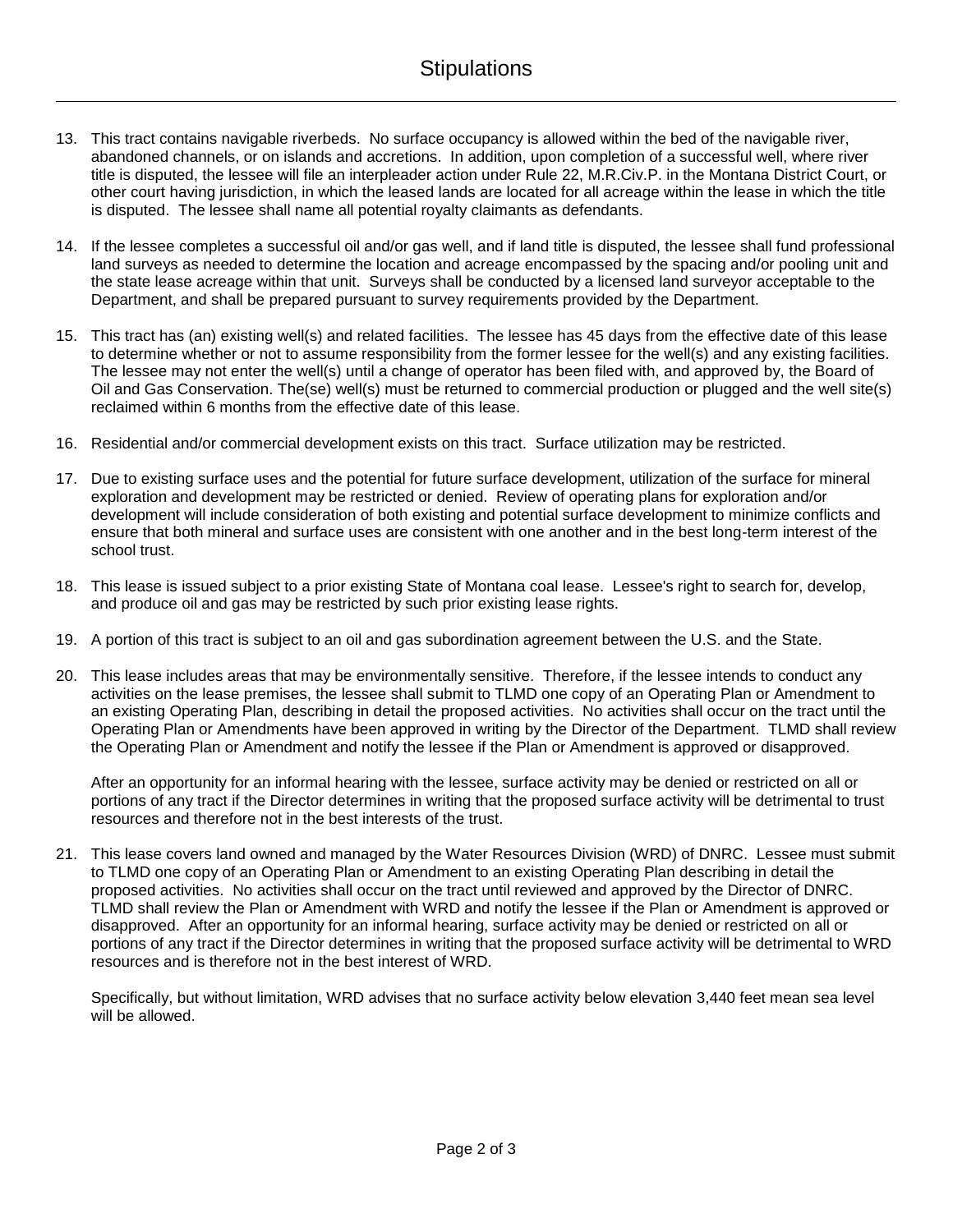# Stipulations

13. This tract contains navigable riverbeds. No surface occupancy is allowed within the bed of the navigable river, abandoned channels, or on islands and accretions. In addition, upon completion of a successful well, where river title is disputed, the lessee will file an interpleader action under Rule 22, M.R.Civ.P. in the Montana District Court, or other court having jurisdiction, in which the leased lands are located for all acreage within the lease in which the title is disputed. The lessee shall name all potential royalty claimants as defendants.

14. If the lessee completes a successful oil and/or gas well, and if land title is disputed, the lessee shall fund professional land surveys as needed to determine the location and acreage encompassed by the spacing and/or pooling unit and the state lease acreage within that unit. Surveys shall be conducted by a licensed land surveyor acceptable to the Department, and shall be prepared pursuant to survey requirements provided by the Department.

15. This tract has (an) existing well(s) and related facilities. The lessee has 45 days from the effective date of this lease to determine whether or not to assume responsibility from the former lessee for the well(s) and any existing facilities. The lessee may not enter the well(s) until a change of operator has been filed with, and approved by, the Board of Oil and Gas Conservation. The(se) well(s) must be returned to commercial production or plugged and the well site(s) reclaimed within 6 months from the effective date of this lease.

16. Residential and/or commercial development exists on this tract. Surface utilization may be restricted.

17. Due to existing surface uses and the potential for future surface development, utilization of the surface for mineral exploration and development may be restricted or denied. Review of operating plans for exploration and/or development will include consideration of both existing and potential surface development to minimize conflicts and ensure that both mineral and surface uses are consistent with one another and in the best long-term interest of the school trust.

18. This lease is issued subject to a prior existing State of Montana coal lease. Lessee's right to search for, develop, and produce oil and gas may be restricted by such prior existing lease rights.

19. A portion of this tract is subject to an oil and gas subordination agreement between the U.S. and the State.

20. This lease includes areas that may be environmentally sensitive. Therefore, if the lessee intends to conduct any activities on the lease premises, the lessee shall submit to TLMD one copy of an Operating Plan or Amendment to an existing Operating Plan, describing in detail the proposed activities. No activities shall occur on the tract until the Operating Plan or Amendments have been approved in writing by the Director of the Department. TLMD shall review the Operating Plan or Amendment and notify the lessee if the Plan or Amendment is approved or disapproved.

    After an opportunity for an informal hearing with the lessee, surface activity may be denied or restricted on all or portions of any tract if the Director determines in writing that the proposed surface activity will be detrimental to trust resources and therefore not in the best interests of the trust.

21. This lease covers land owned and managed by the Water Resources Division (WRD) of DNRC. Lessee must submit to TLMD one copy of an Operating Plan or Amendment to an existing Operating Plan describing in detail the proposed activities. No activities shall occur on the tract until reviewed and approved by the Director of DNRC. TLMD shall review the Plan or Amendment with WRD and notify the lessee if the Plan or Amendment is approved or disapproved. After an opportunity for an informal hearing, surface activity may be denied or restricted on all or portions of any tract if the Director determines in writing that the proposed surface activity will be detrimental to WRD resources and is therefore not in the best interest of WRD.

    Specifically, but without limitation, WRD advises that no surface activity below elevation 3,440 feet mean sea level will be allowed.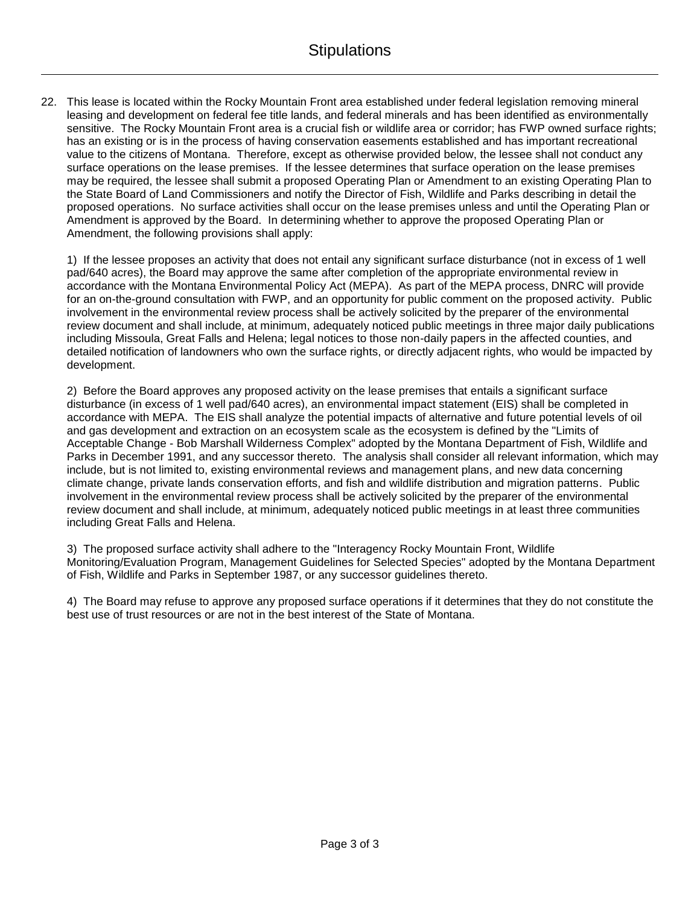# Stipulations

22. This lease is located within the Rocky Mountain Front area established under federal legislation removing mineral leasing and development on federal fee title lands, and federal minerals and has been identified as environmentally sensitive. The Rocky Mountain Front area is a crucial fish or wildlife area or corridor; has FWP owned surface rights; has an existing or is in the process of having conservation easements established and has important recreational value to the citizens of Montana. Therefore, except as otherwise provided below, the lessee shall not conduct any surface operations on the lease premises. If the lessee determines that surface operation on the lease premises may be required, the lessee shall submit a proposed Operating Plan or Amendment to an existing Operating Plan to the State Board of Land Commissioners and notify the Director of Fish, Wildlife and Parks describing in detail the proposed operations. No surface activities shall occur on the lease premises unless and until the Operating Plan or Amendment is approved by the Board. In determining whether to approve the proposed Operating Plan or Amendment, the following provisions shall apply:

    1) If the lessee proposes an activity that does not entail any significant surface disturbance (not in excess of 1 well pad/640 acres), the Board may approve the same after completion of the appropriate environmental review in accordance with the Montana Environmental Policy Act (MEPA). As part of the MEPA process, DNRC will provide for an on-the-ground consultation with FWP, and an opportunity for public comment on the proposed activity. Public involvement in the environmental review process shall be actively solicited by the preparer of the environmental review document and shall include, at minimum, adequately noticed public meetings in three major daily publications including Missoula, Great Falls and Helena; legal notices to those non-daily papers in the affected counties, and detailed notification of landowners who own the surface rights, or directly adjacent rights, who would be impacted by development.

    2) Before the Board approves any proposed activity on the lease premises that entails a significant surface disturbance (in excess of 1 well pad/640 acres), an environmental impact statement (EIS) shall be completed in accordance with MEPA. The EIS shall analyze the potential impacts of alternative and future potential levels of oil and gas development and extraction on an ecosystem scale as the ecosystem is defined by the "Limits of Acceptable Change - Bob Marshall Wilderness Complex" adopted by the Montana Department of Fish, Wildlife and Parks in December 1991, and any successor thereto. The analysis shall consider all relevant information, which may include, but is not limited to, existing environmental reviews and management plans, and new data concerning climate change, private lands conservation efforts, and fish and wildlife distribution and migration patterns. Public involvement in the environmental review process shall be actively solicited by the preparer of the environmental review document and shall include, at minimum, adequately noticed public meetings in at least three communities including Great Falls and Helena.

    3) The proposed surface activity shall adhere to the "Interagency Rocky Mountain Front, Wildlife Monitoring/Evaluation Program, Management Guidelines for Selected Species" adopted by the Montana Department of Fish, Wildlife and Parks in September 1987, or any successor guidelines thereto.

    4) The Board may refuse to approve any proposed surface operations if it determines that they do not constitute the best use of trust resources or are not in the best interest of the State of Montana.